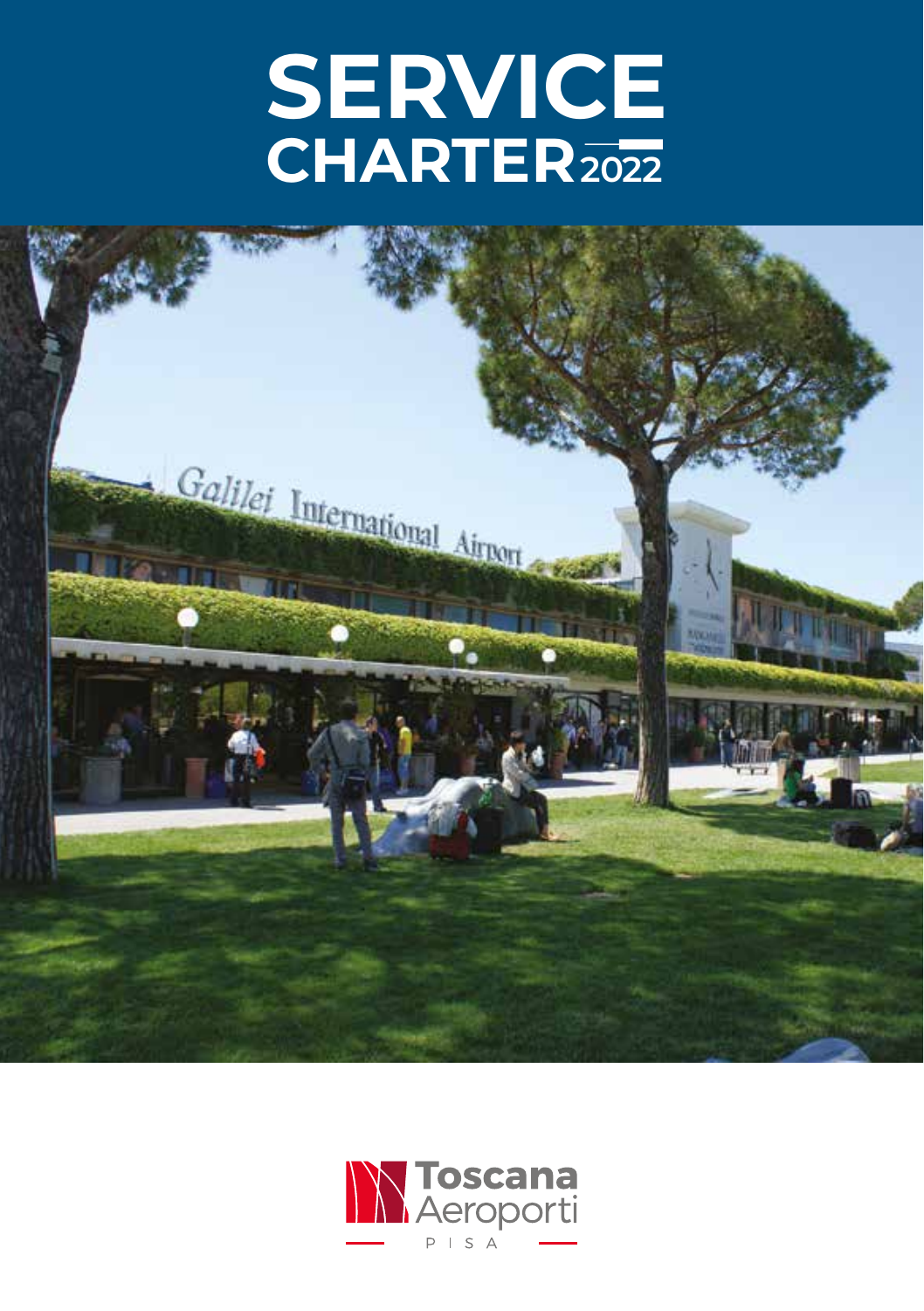# SERVICE CHARTER 2022

Toscana Aeroporti

PISA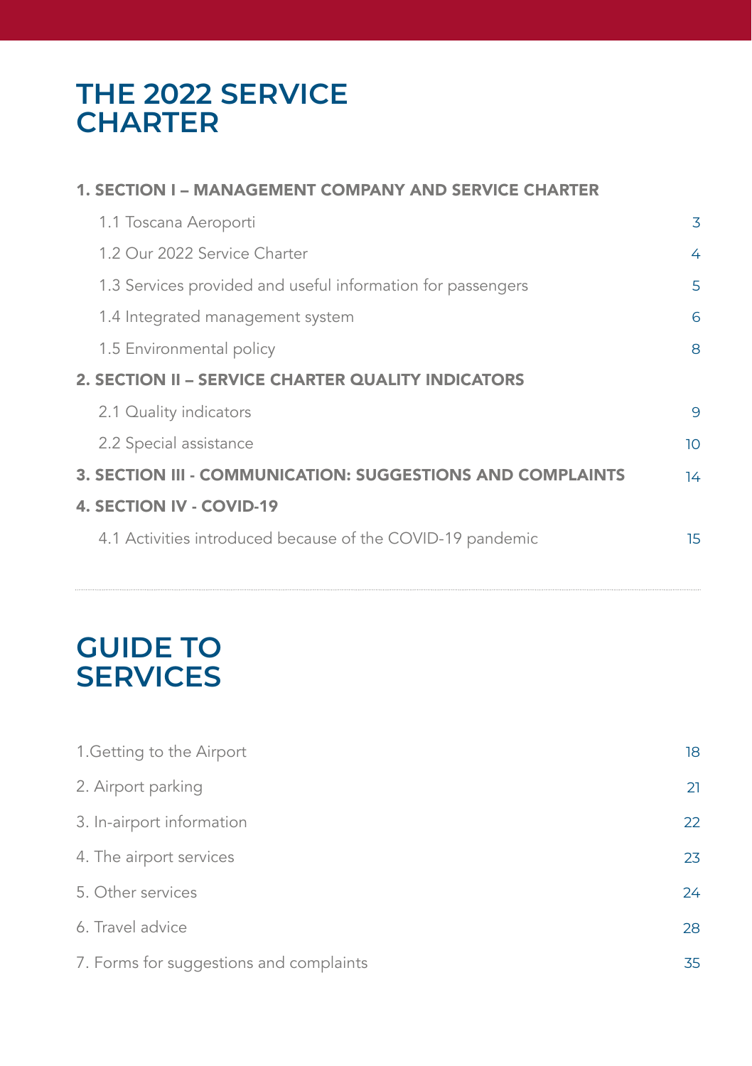# THE 2022 SERVICE CHARTER

**1. SECTION I – MANAGEMENT COMPANY AND SERVICE CHARTER**

| | |
|---|---|
| 1.1 Toscana Aeroporti | 3 |
| 1.2 Our 2022 Service Charter | 4 |
| 1.3 Services provided and useful information for passengers | 5 |
| 1.4 Integrated management system | 6 |
| 1.5 Environmental policy | 8 |

**2. SECTION II – SERVICE CHARTER QUALITY INDICATORS**

| | |
|---|---|
| 2.1 Quality indicators | 9 |
| 2.2 Special assistance | 10 |

**3. SECTION III - COMMUNICATION: SUGGESTIONS AND COMPLAINTS** 14

**4. SECTION IV - COVID-19**

| | |
|---|---|
| 4.1 Activities introduced because of the COVID-19 pandemic | 15 |

# GUIDE TO SERVICES

| | |
|---|---|
| 1.Getting to the Airport | 18 |
| 2. Airport parking | 21 |
| 3. In-airport information | 22 |
| 4. The airport services | 23 |
| 5. Other services | 24 |
| 6. Travel advice | 28 |
| 7. Forms for suggestions and complaints | 35 |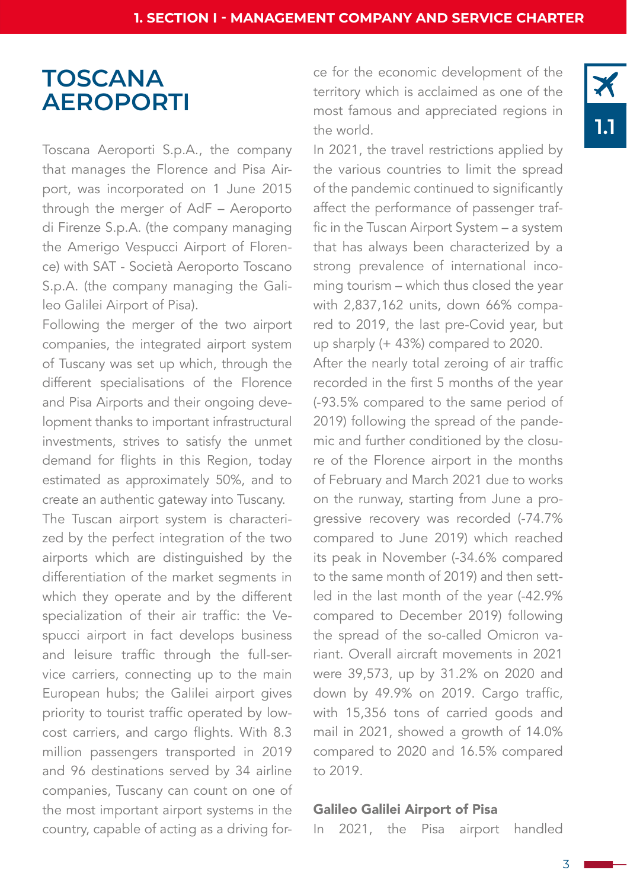# TOSCANA AEROPORTI

Toscana Aeroporti S.p.A., the company that manages the Florence and Pisa Airport, was incorporated on 1 June 2015 through the merger of AdF – Aeroporto di Firenze S.p.A. (the company managing the Amerigo Vespucci Airport of Florence) with SAT - Società Aeroporto Toscano S.p.A. (the company managing the Galileo Galilei Airport of Pisa).

Following the merger of the two airport companies, the integrated airport system of Tuscany was set up which, through the different specialisations of the Florence and Pisa Airports and their ongoing development thanks to important infrastructural investments, strives to satisfy the unmet demand for flights in this Region, today estimated as approximately 50%, and to create an authentic gateway into Tuscany.

The Tuscan airport system is characterized by the perfect integration of the two airports which are distinguished by the differentiation of the market segments in which they operate and by the different specialization of their air traffic: the Vespucci airport in fact develops business and leisure traffic through the full-service carriers, connecting up to the main European hubs; the Galilei airport gives priority to tourist traffic operated by low-cost carriers, and cargo flights. With 8.3 million passengers transported in 2019 and 96 destinations served by 34 airline companies, Tuscany can count on one of the most important airport systems in the country, capable of acting as a driving force for the economic development of the territory which is acclaimed as one of the most famous and appreciated regions in the world.

In 2021, the travel restrictions applied by the various countries to limit the spread of the pandemic continued to significantly affect the performance of passenger traffic in the Tuscan Airport System – a system that has always been characterized by a strong prevalence of international incoming tourism – which thus closed the year with 2,837,162 units, down 66% compared to 2019, the last pre-Covid year, but up sharply (+ 43%) compared to 2020.

After the nearly total zeroing of air traffic recorded in the first 5 months of the year (-93.5% compared to the same period of 2019) following the spread of the pandemic and further conditioned by the closure of the Florence airport in the months of February and March 2021 due to works on the runway, starting from June a progressive recovery was recorded (-74.7% compared to June 2019) which reached its peak in November (-34.6% compared to the same month of 2019) and then settled in the last month of the year (-42.9% compared to December 2019) following the spread of the so-called Omicron variant. Overall aircraft movements in 2021 were 39,573, up by 31.2% on 2020 and down by 49.9% on 2019. Cargo traffic, with 15,356 tons of carried goods and mail in 2021, showed a growth of 14.0% compared to 2020 and 16.5% compared to 2019.

### Galileo Galilei Airport of Pisa

In 2021, the Pisa airport handled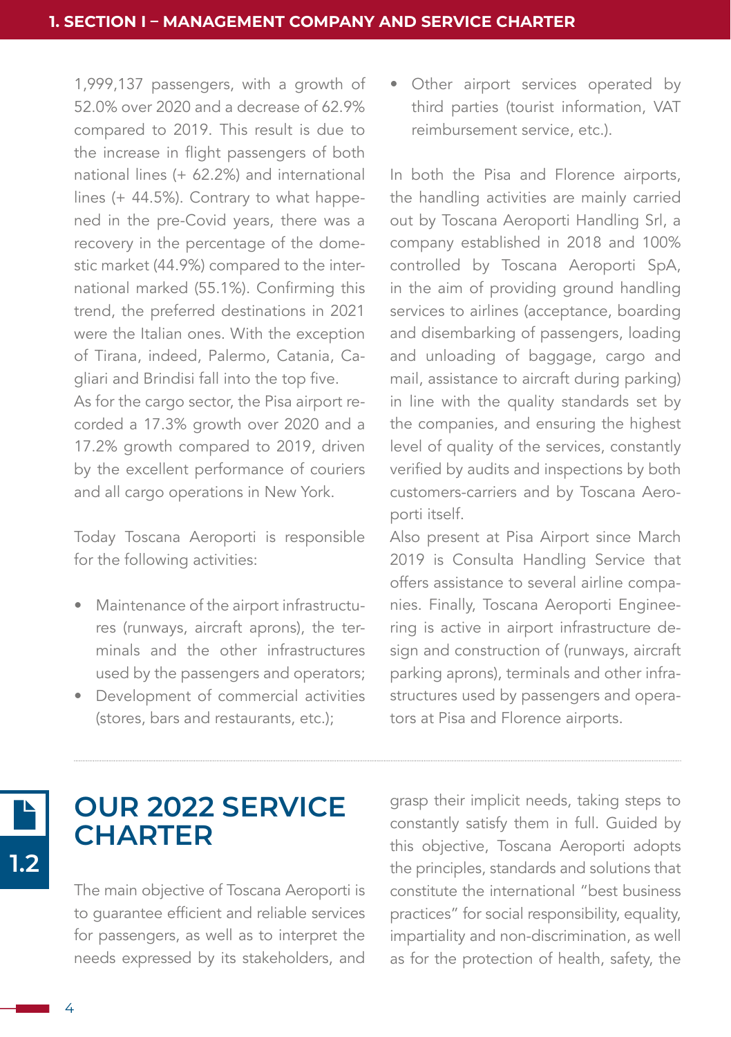1,999,137 passengers, with a growth of 52.0% over 2020 and a decrease of 62.9% compared to 2019. This result is due to the increase in flight passengers of both national lines (+ 62.2%) and international lines (+ 44.5%). Contrary to what happened in the pre-Covid years, there was a recovery in the percentage of the domestic market (44.9%) compared to the international marked (55.1%). Confirming this trend, the preferred destinations in 2021 were the Italian ones. With the exception of Tirana, indeed, Palermo, Catania, Cagliari and Brindisi fall into the top five.
As for the cargo sector, the Pisa airport recorded a 17.3% growth over 2020 and a 17.2% growth compared to 2019, driven by the excellent performance of couriers and all cargo operations in New York.

Today Toscana Aeroporti is responsible for the following activities:

- Maintenance of the airport infrastructures (runways, aircraft aprons), the terminals and the other infrastructures used by the passengers and operators;
- Development of commercial activities (stores, bars and restaurants, etc.);
- Other airport services operated by third parties (tourist information, VAT reimbursement service, etc.).

In both the Pisa and Florence airports, the handling activities are mainly carried out by Toscana Aeroporti Handling Srl, a company established in 2018 and 100% controlled by Toscana Aeroporti SpA, in the aim of providing ground handling services to airlines (acceptance, boarding and disembarking of passengers, loading and unloading of baggage, cargo and mail, assistance to aircraft during parking) in line with the quality standards set by the companies, and ensuring the highest level of quality of the services, constantly verified by audits and inspections by both customers-carriers and by Toscana Aeroporti itself.
Also present at Pisa Airport since March 2019 is Consulta Handling Service that offers assistance to several airline companies. Finally, Toscana Aeroporti Engineering is active in airport infrastructure design and construction of (runways, aircraft parking aprons), terminals and other infrastructures used by passengers and operators at Pisa and Florence airports.

## 1.2 OUR 2022 SERVICE CHARTER

The main objective of Toscana Aeroporti is to guarantee efficient and reliable services for passengers, as well as to interpret the needs expressed by its stakeholders, and grasp their implicit needs, taking steps to constantly satisfy them in full. Guided by this objective, Toscana Aeroporti adopts the principles, standards and solutions that constitute the international "best business practices" for social responsibility, equality, impartiality and non-discrimination, as well as for the protection of health, safety, the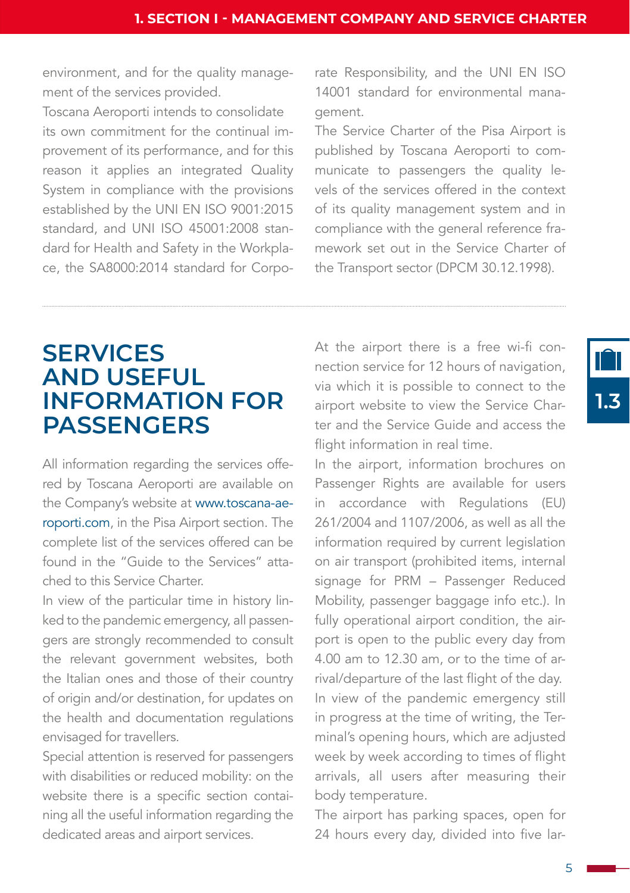environment, and for the quality management of the services provided.

Toscana Aeroporti intends to consolidate its own commitment for the continual improvement of its performance, and for this reason it applies an integrated Quality System in compliance with the provisions established by the UNI EN ISO 9001:2015 standard, and UNI ISO 45001:2008 standard for Health and Safety in the Workplace, the SA8000:2014 standard for Corporate Responsibility, and the UNI EN ISO 14001 standard for environmental management.

The Service Charter of the Pisa Airport is published by Toscana Aeroporti to communicate to passengers the quality levels of the services offered in the context of its quality management system and in compliance with the general reference framework set out in the Service Charter of the Transport sector (DPCM 30.12.1998).

## SERVICES AND USEFUL INFORMATION FOR PASSENGERS

All information regarding the services offered by Toscana Aeroporti are available on the Company's website at www.toscana-aeroporti.com, in the Pisa Airport section. The complete list of the services offered can be found in the "Guide to the Services" attached to this Service Charter.

In view of the particular time in history linked to the pandemic emergency, all passengers are strongly recommended to consult the relevant government websites, both the Italian ones and those of their country of origin and/or destination, for updates on the health and documentation regulations envisaged for travellers.

Special attention is reserved for passengers with disabilities or reduced mobility: on the website there is a specific section containing all the useful information regarding the dedicated areas and airport services.

At the airport there is a free wi-fi connection service for 12 hours of navigation, via which it is possible to connect to the airport website to view the Service Charter and the Service Guide and access the flight information in real time.

In the airport, information brochures on Passenger Rights are available for users in accordance with Regulations (EU) 261/2004 and 1107/2006, as well as all the information required by current legislation on air transport (prohibited items, internal signage for PRM – Passenger Reduced Mobility, passenger baggage info etc.). In fully operational airport condition, the airport is open to the public every day from 4.00 am to 12.30 am, or to the time of arrival/departure of the last flight of the day.

In view of the pandemic emergency still in progress at the time of writing, the Terminal's opening hours, which are adjusted week by week according to times of flight arrivals, all users after measuring their body temperature.

The airport has parking spaces, open for 24 hours every day, divided into five lar-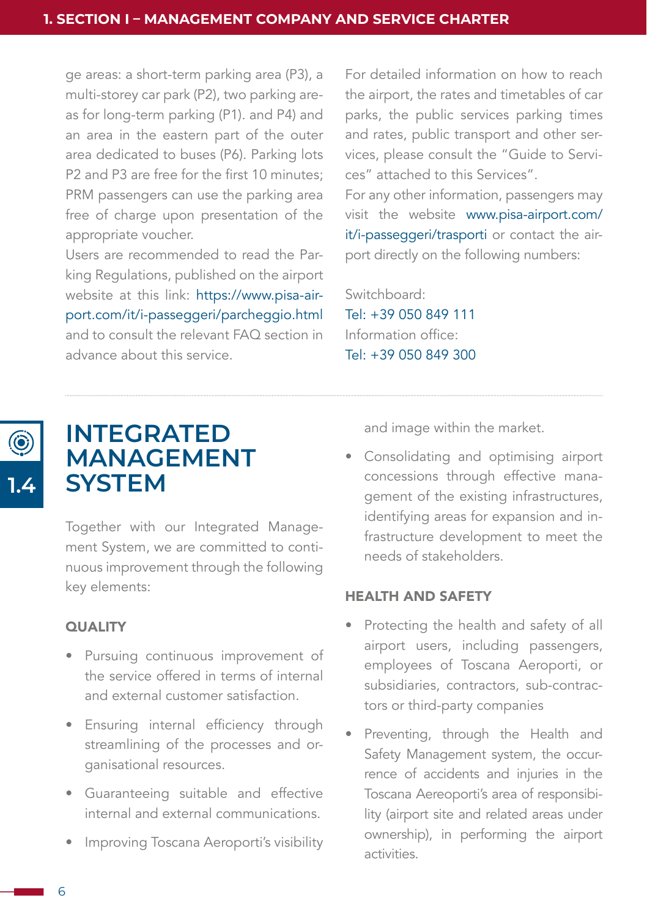ge areas: a short-term parking area (P3), a multi-storey car park (P2), two parking areas for long-term parking (P1). and P4) and an area in the eastern part of the outer area dedicated to buses (P6). Parking lots P2 and P3 are free for the first 10 minutes; PRM passengers can use the parking area free of charge upon presentation of the appropriate voucher.

Users are recommended to read the Parking Regulations, published on the airport website at this link: https://www.pisa-airport.com/it/i-passeggeri/parcheggio.html and to consult the relevant FAQ section in advance about this service.

For detailed information on how to reach the airport, the rates and timetables of car parks, the public services parking times and rates, public transport and other services, please consult the "Guide to Services" attached to this Services".

For any other information, passengers may visit the website www.pisa-airport.com/it/i-passeggeri/trasporti or contact the airport directly on the following numbers:

Switchboard:
Tel: +39 050 849 111
Information office:
Tel: +39 050 849 300

## 1.4 INTEGRATED MANAGEMENT SYSTEM

Together with our Integrated Management System, we are committed to continuous improvement through the following key elements:

### QUALITY

- Pursuing continuous improvement of the service offered in terms of internal and external customer satisfaction.
- Ensuring internal efficiency through streamlining of the processes and organisational resources.
- Guaranteeing suitable and effective internal and external communications.
- Improving Toscana Aeroporti's visibility and image within the market.
- Consolidating and optimising airport concessions through effective management of the existing infrastructures, identifying areas for expansion and infrastructure development to meet the needs of stakeholders.

### HEALTH AND SAFETY

- Protecting the health and safety of all airport users, including passengers, employees of Toscana Aeroporti, or subsidiaries, contractors, sub-contractors or third-party companies
- Preventing, through the Health and Safety Management system, the occurrence of accidents and injuries in the Toscana Aereoporti's area of responsibility (airport site and related areas under ownership), in performing the airport activities.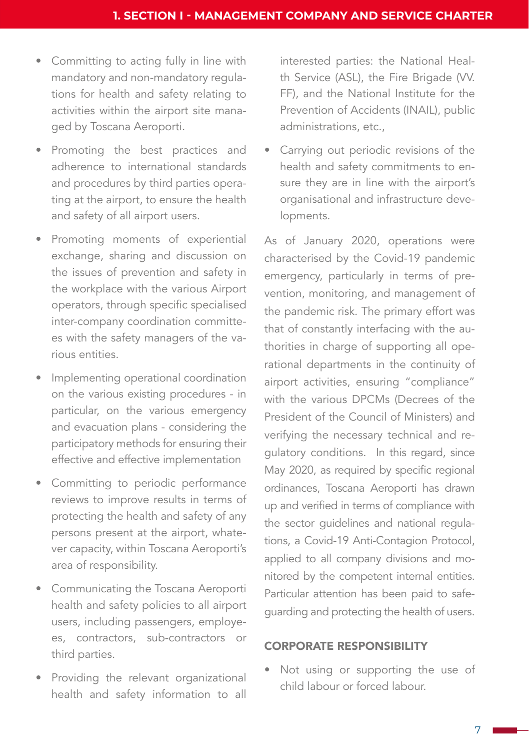- Committing to acting fully in line with mandatory and non-mandatory regulations for health and safety relating to activities within the airport site managed by Toscana Aeroporti.
- Promoting the best practices and adherence to international standards and procedures by third parties operating at the airport, to ensure the health and safety of all airport users.
- Promoting moments of experiential exchange, sharing and discussion on the issues of prevention and safety in the workplace with the various Airport operators, through specific specialised inter-company coordination committees with the safety managers of the various entities.
- Implementing operational coordination on the various existing procedures - in particular, on the various emergency and evacuation plans - considering the participatory methods for ensuring their effective and effective implementation
- Committing to periodic performance reviews to improve results in terms of protecting the health and safety of any persons present at the airport, whatever capacity, within Toscana Aeroporti's area of responsibility.
- Communicating the Toscana Aeroporti health and safety policies to all airport users, including passengers, employees, contractors, sub-contractors or third parties.
- Providing the relevant organizational health and safety information to all interested parties: the National Health Service (ASL), the Fire Brigade (VV. FF), and the National Institute for the Prevention of Accidents (INAIL), public administrations, etc.,
- Carrying out periodic revisions of the health and safety commitments to ensure they are in line with the airport's organisational and infrastructure developments.

As of January 2020, operations were characterised by the Covid-19 pandemic emergency, particularly in terms of prevention, monitoring, and management of the pandemic risk. The primary effort was that of constantly interfacing with the authorities in charge of supporting all operational departments in the continuity of airport activities, ensuring "compliance" with the various DPCMs (Decrees of the President of the Council of Ministers) and verifying the necessary technical and regulatory conditions. In this regard, since May 2020, as required by specific regional ordinances, Toscana Aeroporti has drawn up and verified in terms of compliance with the sector guidelines and national regulations, a Covid-19 Anti-Contagion Protocol, applied to all company divisions and monitored by the competent internal entities. Particular attention has been paid to safeguarding and protecting the health of users.

## CORPORATE RESPONSIBILITY

- Not using or supporting the use of child labour or forced labour.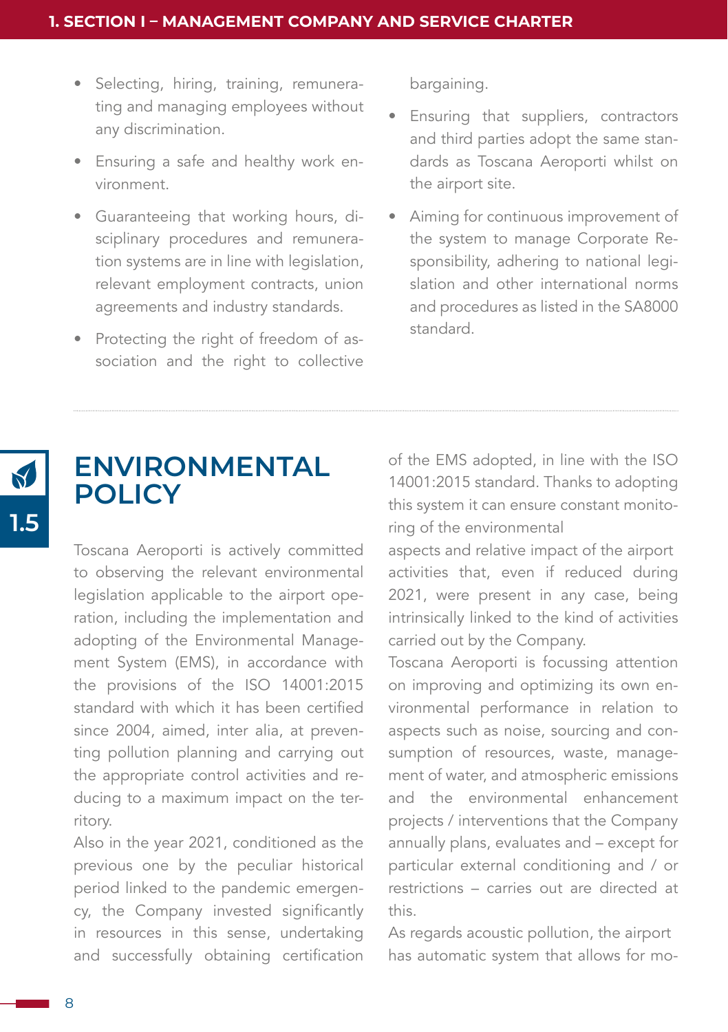- Selecting, hiring, training, remunerating and managing employees without any discrimination.
- Ensuring a safe and healthy work environment.
- Guaranteeing that working hours, disciplinary procedures and remuneration systems are in line with legislation, relevant employment contracts, union agreements and industry standards.
- Protecting the right of freedom of association and the right to collective bargaining.
- Ensuring that suppliers, contractors and third parties adopt the same standards as Toscana Aeroporti whilst on the airport site.
- Aiming for continuous improvement of the system to manage Corporate Responsibility, adhering to national legislation and other international norms and procedures as listed in the SA8000 standard.

## 1.5 ENVIRONMENTAL POLICY

Toscana Aeroporti is actively committed to observing the relevant environmental legislation applicable to the airport operation, including the implementation and adopting of the Environmental Management System (EMS), in accordance with the provisions of the ISO 14001:2015 standard with which it has been certified since 2004, aimed, inter alia, at preventing pollution planning and carrying out the appropriate control activities and reducing to a maximum impact on the territory.

Also in the year 2021, conditioned as the previous one by the peculiar historical period linked to the pandemic emergency, the Company invested significantly in resources in this sense, undertaking and successfully obtaining certification of the EMS adopted, in line with the ISO 14001:2015 standard. Thanks to adopting this system it can ensure constant monitoring of the environmental aspects and relative impact of the airport activities that, even if reduced during 2021, were present in any case, being intrinsically linked to the kind of activities carried out by the Company.

Toscana Aeroporti is focussing attention on improving and optimizing its own environmental performance in relation to aspects such as noise, sourcing and consumption of resources, waste, management of water, and atmospheric emissions and the environmental enhancement projects / interventions that the Company annually plans, evaluates and – except for particular external conditioning and / or restrictions – carries out are directed at this.

As regards acoustic pollution, the airport has automatic system that allows for mo-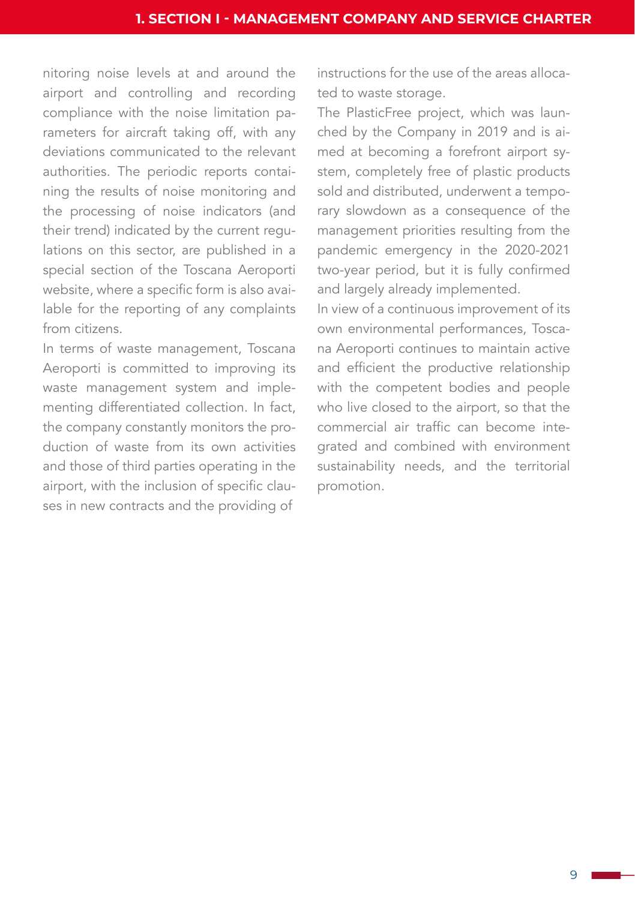nitoring noise levels at and around the airport and controlling and recording compliance with the noise limitation parameters for aircraft taking off, with any deviations communicated to the relevant authorities. The periodic reports containing the results of noise monitoring and the processing of noise indicators (and their trend) indicated by the current regulations on this sector, are published in a special section of the Toscana Aeroporti website, where a specific form is also available for the reporting of any complaints from citizens.

In terms of waste management, Toscana Aeroporti is committed to improving its waste management system and implementing differentiated collection. In fact, the company constantly monitors the production of waste from its own activities and those of third parties operating in the airport, with the inclusion of specific clauses in new contracts and the providing of instructions for the use of the areas allocated to waste storage.

The PlasticFree project, which was launched by the Company in 2019 and is aimed at becoming a forefront airport system, completely free of plastic products sold and distributed, underwent a temporary slowdown as a consequence of the management priorities resulting from the pandemic emergency in the 2020-2021 two-year period, but it is fully confirmed and largely already implemented.

In view of a continuous improvement of its own environmental performances, Toscana Aeroporti continues to maintain active and efficient the productive relationship with the competent bodies and people who live closed to the airport, so that the commercial air traffic can become integrated and combined with environment sustainability needs, and the territorial promotion.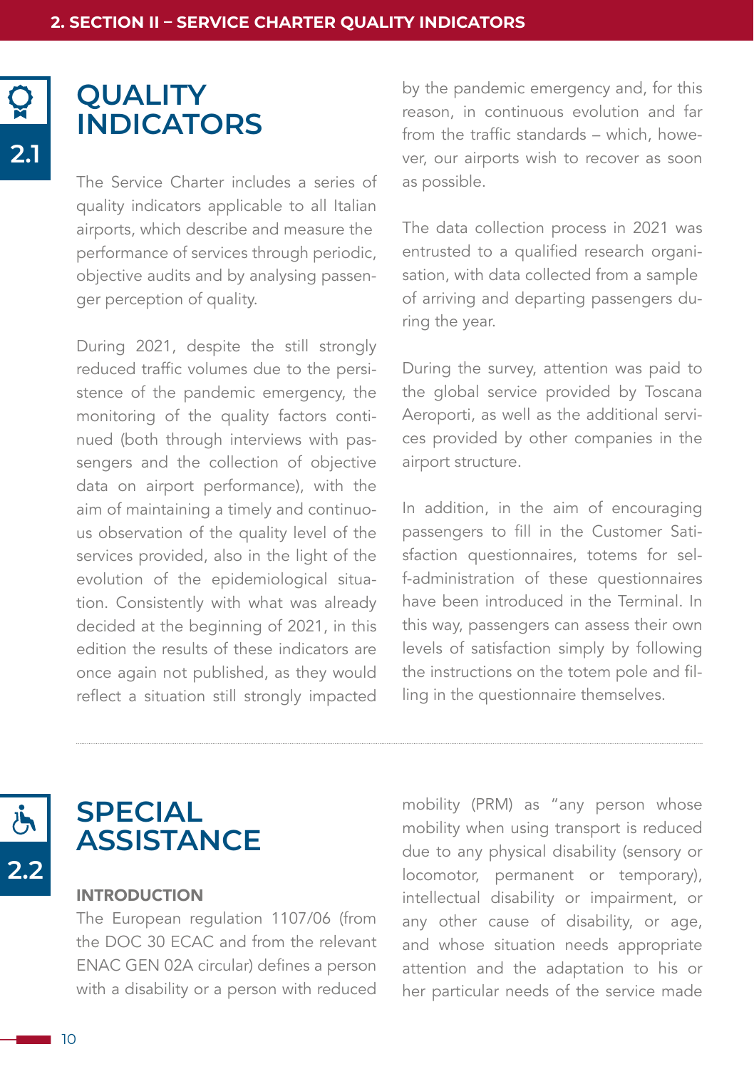## 2.1 QUALITY INDICATORS

The Service Charter includes a series of quality indicators applicable to all Italian airports, which describe and measure the performance of services through periodic, objective audits and by analysing passenger perception of quality.

During 2021, despite the still strongly reduced traffic volumes due to the persistence of the pandemic emergency, the monitoring of the quality factors continued (both through interviews with passengers and the collection of objective data on airport performance), with the aim of maintaining a timely and continuous observation of the quality level of the services provided, also in the light of the evolution of the epidemiological situation. Consistently with what was already decided at the beginning of 2021, in this edition the results of these indicators are once again not published, as they would reflect a situation still strongly impacted by the pandemic emergency and, for this reason, in continuous evolution and far from the traffic standards – which, however, our airports wish to recover as soon as possible.

The data collection process in 2021 was entrusted to a qualified research organisation, with data collected from a sample of arriving and departing passengers during the year.

During the survey, attention was paid to the global service provided by Toscana Aeroporti, as well as the additional services provided by other companies in the airport structure.

In addition, in the aim of encouraging passengers to fill in the Customer Satisfaction questionnaires, totems for self-administration of these questionnaires have been introduced in the Terminal. In this way, passengers can assess their own levels of satisfaction simply by following the instructions on the totem pole and filling in the questionnaire themselves.

## 2.2 SPECIAL ASSISTANCE

### INTRODUCTION

The European regulation 1107/06 (from the DOC 30 ECAC and from the relevant ENAC GEN 02A circular) defines a person with a disability or a person with reduced mobility (PRM) as "any person whose mobility when using transport is reduced due to any physical disability (sensory or locomotor, permanent or temporary), intellectual disability or impairment, or any other cause of disability, or age, and whose situation needs appropriate attention and the adaptation to his or her particular needs of the service made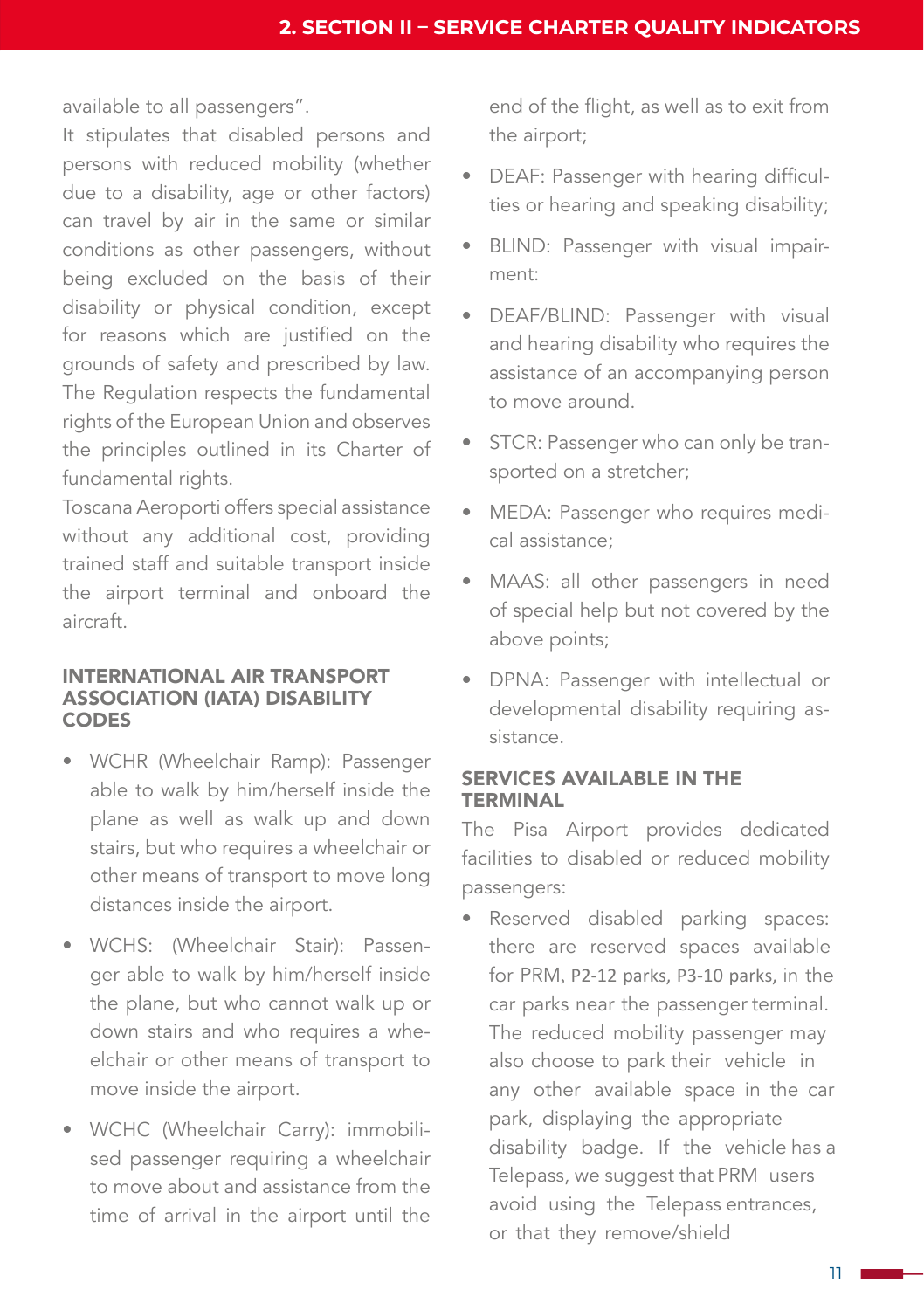available to all passengers".
It stipulates that disabled persons and persons with reduced mobility (whether due to a disability, age or other factors) can travel by air in the same or similar conditions as other passengers, without being excluded on the basis of their disability or physical condition, except for reasons which are justified on the grounds of safety and prescribed by law. The Regulation respects the fundamental rights of the European Union and observes the principles outlined in its Charter of fundamental rights.
Toscana Aeroporti offers special assistance without any additional cost, providing trained staff and suitable transport inside the airport terminal and onboard the aircraft.

### INTERNATIONAL AIR TRANSPORT ASSOCIATION (IATA) DISABILITY CODES

- WCHR (Wheelchair Ramp): Passenger able to walk by him/herself inside the plane as well as walk up and down stairs, but who requires a wheelchair or other means of transport to move long distances inside the airport.
- WCHS: (Wheelchair Stair): Passenger able to walk by him/herself inside the plane, but who cannot walk up or down stairs and who requires a wheelchair or other means of transport to move inside the airport.
- WCHC (Wheelchair Carry): immobilised passenger requiring a wheelchair to move about and assistance from the time of arrival in the airport until the end of the flight, as well as to exit from the airport;
- DEAF: Passenger with hearing difficulties or hearing and speaking disability;
- BLIND: Passenger with visual impairment:
- DEAF/BLIND: Passenger with visual and hearing disability who requires the assistance of an accompanying person to move around.
- STCR: Passenger who can only be transported on a stretcher;
- MEDA: Passenger who requires medical assistance;
- MAAS: all other passengers in need of special help but not covered by the above points;
- DPNA: Passenger with intellectual or developmental disability requiring assistance.

### SERVICES AVAILABLE IN THE TERMINAL

The Pisa Airport provides dedicated facilities to disabled or reduced mobility passengers:

- Reserved disabled parking spaces: there are reserved spaces available for PRM, P2-12 parks, P3-10 parks, in the car parks near the passenger terminal. The reduced mobility passenger may also choose to park their vehicle in any other available space in the car park, displaying the appropriate disability badge. If the vehicle has a Telepass, we suggest that PRM users avoid using the Telepass entrances, or that they remove/shield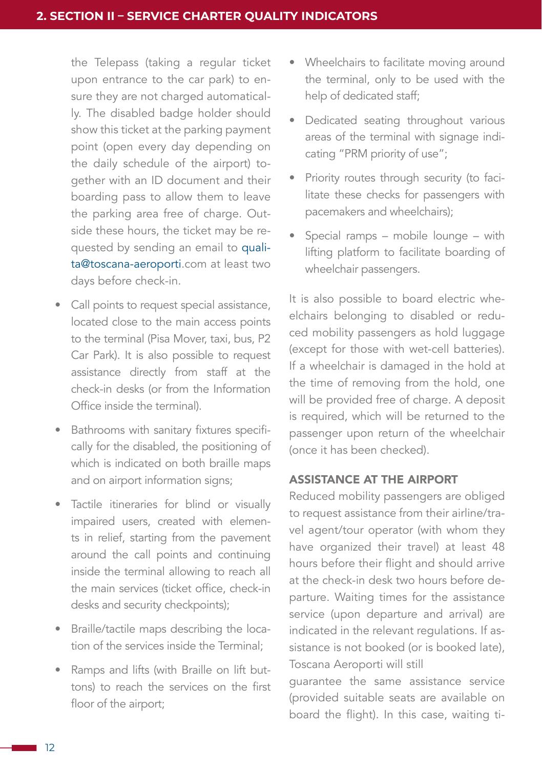the Telepass (taking a regular ticket upon entrance to the car park) to ensure they are not charged automatically. The disabled badge holder should show this ticket at the parking payment point (open every day depending on the daily schedule of the airport) together with an ID document and their boarding pass to allow them to leave the parking area free of charge. Outside these hours, the ticket may be requested by sending an email to qualita@toscana-aeroporti.com at least two days before check-in.

- Call points to request special assistance, located close to the main access points to the terminal (Pisa Mover, taxi, bus, P2 Car Park). It is also possible to request assistance directly from staff at the check-in desks (or from the Information Office inside the terminal).
- Bathrooms with sanitary fixtures specifically for the disabled, the positioning of which is indicated on both braille maps and on airport information signs;
- Tactile itineraries for blind or visually impaired users, created with elements in relief, starting from the pavement around the call points and continuing inside the terminal allowing to reach all the main services (ticket office, check-in desks and security checkpoints);
- Braille/tactile maps describing the location of the services inside the Terminal;
- Ramps and lifts (with Braille on lift buttons) to reach the services on the first floor of the airport;
- Wheelchairs to facilitate moving around the terminal, only to be used with the help of dedicated staff;
- Dedicated seating throughout various areas of the terminal with signage indicating "PRM priority of use";
- Priority routes through security (to facilitate these checks for passengers with pacemakers and wheelchairs);
- Special ramps – mobile lounge – with lifting platform to facilitate boarding of wheelchair passengers.

It is also possible to board electric wheelchairs belonging to disabled or reduced mobility passengers as hold luggage (except for those with wet-cell batteries). If a wheelchair is damaged in the hold at the time of removing from the hold, one will be provided free of charge. A deposit is required, which will be returned to the passenger upon return of the wheelchair (once it has been checked).

### ASSISTANCE AT THE AIRPORT

Reduced mobility passengers are obliged to request assistance from their airline/travel agent/tour operator (with whom they have organized their travel) at least 48 hours before their flight and should arrive at the check-in desk two hours before departure. Waiting times for the assistance service (upon departure and arrival) are indicated in the relevant regulations. If assistance is not booked (or is booked late), Toscana Aeroporti will still guarantee the same assistance service (provided suitable seats are available on board the flight). In this case, waiting ti-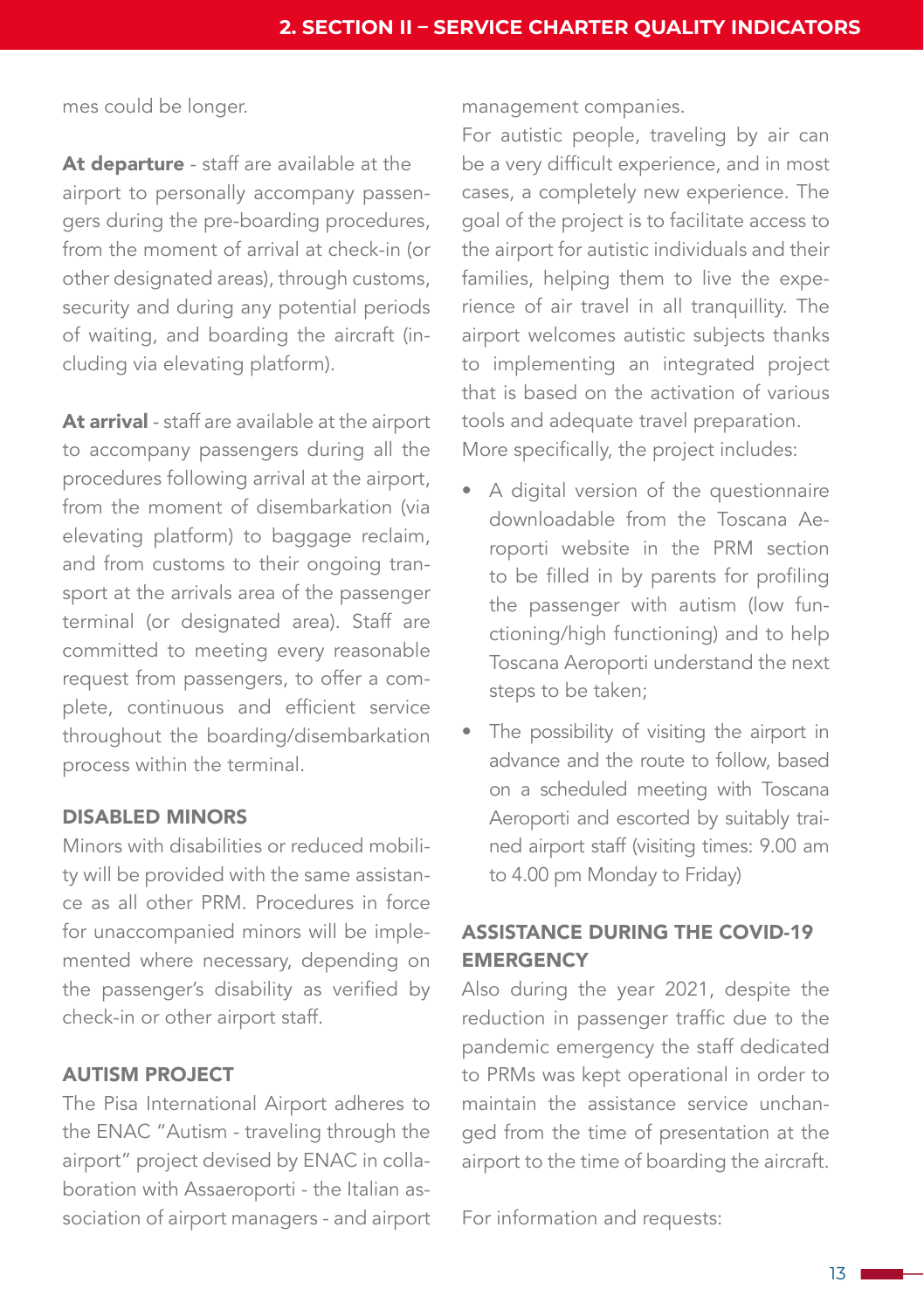mes could be longer.

**At departure** - staff are available at the airport to personally accompany passengers during the pre-boarding procedures, from the moment of arrival at check-in (or other designated areas), through customs, security and during any potential periods of waiting, and boarding the aircraft (including via elevating platform).

**At arrival** - staff are available at the airport to accompany passengers during all the procedures following arrival at the airport, from the moment of disembarkation (via elevating platform) to baggage reclaim, and from customs to their ongoing transport at the arrivals area of the passenger terminal (or designated area). Staff are committed to meeting every reasonable request from passengers, to offer a complete, continuous and efficient service throughout the boarding/disembarkation process within the terminal.

### DISABLED MINORS

Minors with disabilities or reduced mobility will be provided with the same assistance as all other PRM. Procedures in force for unaccompanied minors will be implemented where necessary, depending on the passenger's disability as verified by check-in or other airport staff.

### AUTISM PROJECT

The Pisa International Airport adheres to the ENAC "Autism - traveling through the airport" project devised by ENAC in collaboration with Assaeroporti - the Italian association of airport managers - and airport management companies.

For autistic people, traveling by air can be a very difficult experience, and in most cases, a completely new experience. The goal of the project is to facilitate access to the airport for autistic individuals and their families, helping them to live the experience of air travel in all tranquillity. The airport welcomes autistic subjects thanks to implementing an integrated project that is based on the activation of various tools and adequate travel preparation.

More specifically, the project includes:

- A digital version of the questionnaire downloadable from the Toscana Aeroporti website in the PRM section to be filled in by parents for profiling the passenger with autism (low functioning/high functioning) and to help Toscana Aeroporti understand the next steps to be taken;
- The possibility of visiting the airport in advance and the route to follow, based on a scheduled meeting with Toscana Aeroporti and escorted by suitably trained airport staff (visiting times: 9.00 am to 4.00 pm Monday to Friday)

### ASSISTANCE DURING THE COVID-19 EMERGENCY

Also during the year 2021, despite the reduction in passenger traffic due to the pandemic emergency the staff dedicated to PRMs was kept operational in order to maintain the assistance service unchanged from the time of presentation at the airport to the time of boarding the aircraft.

For information and requests: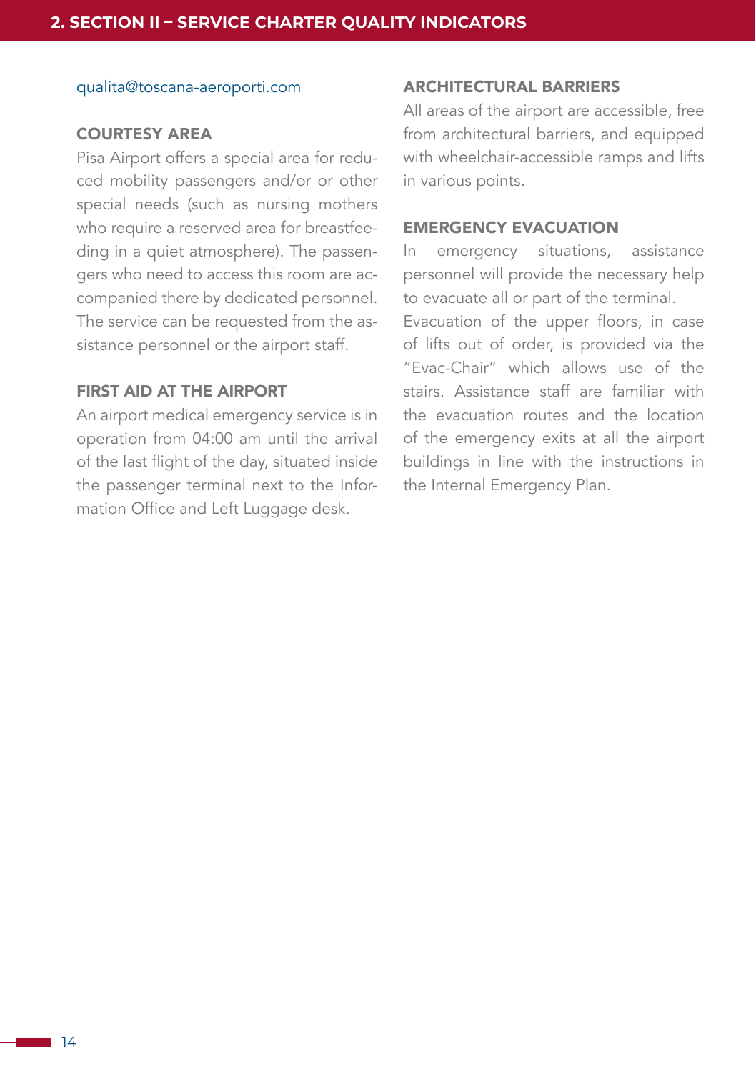qualita@toscana-aeroporti.com

### COURTESY AREA

Pisa Airport offers a special area for reduced mobility passengers and/or or other special needs (such as nursing mothers who require a reserved area for breastfeeding in a quiet atmosphere). The passengers who need to access this room are accompanied there by dedicated personnel. The service can be requested from the assistance personnel or the airport staff.

### FIRST AID AT THE AIRPORT

An airport medical emergency service is in operation from 04:00 am until the arrival of the last flight of the day, situated inside the passenger terminal next to the Information Office and Left Luggage desk.

### ARCHITECTURAL BARRIERS

All areas of the airport are accessible, free from architectural barriers, and equipped with wheelchair-accessible ramps and lifts in various points.

### EMERGENCY EVACUATION

In emergency situations, assistance personnel will provide the necessary help to evacuate all or part of the terminal.
Evacuation of the upper floors, in case of lifts out of order, is provided via the "Evac-Chair" which allows use of the stairs. Assistance staff are familiar with the evacuation routes and the location of the emergency exits at all the airport buildings in line with the instructions in the Internal Emergency Plan.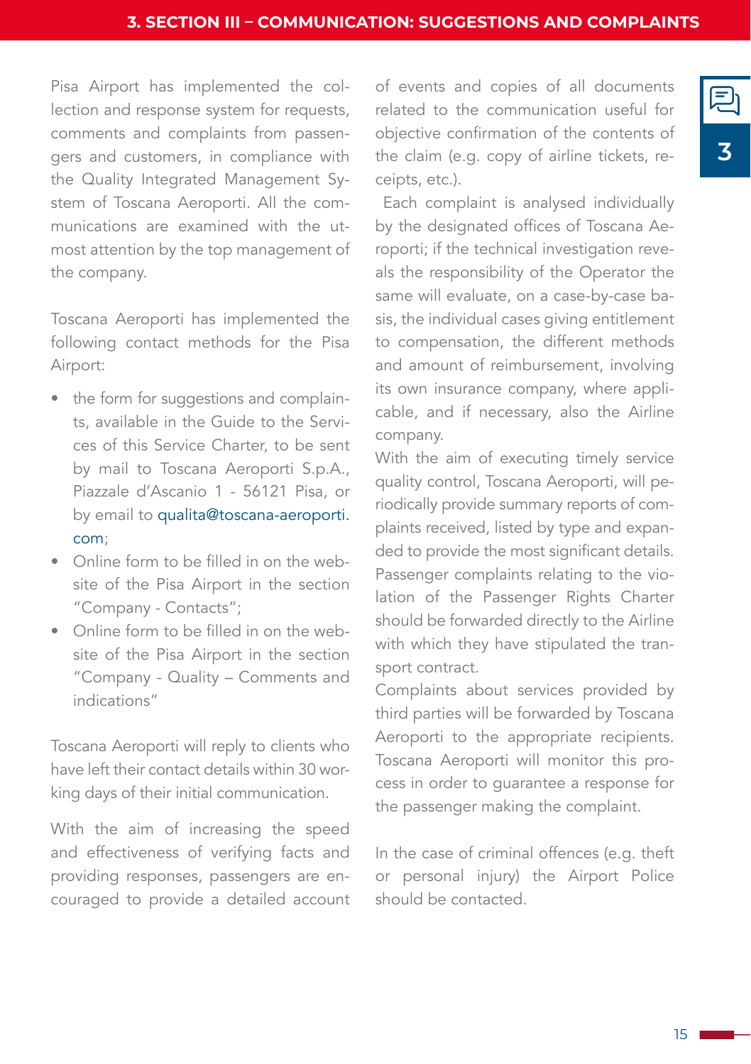Pisa Airport has implemented the collection and response system for requests, comments and complaints from passengers and customers, in compliance with the Quality Integrated Management System of Toscana Aeroporti. All the communications are examined with the utmost attention by the top management of the company.

Toscana Aeroporti has implemented the following contact methods for the Pisa Airport:

- the form for suggestions and complaints, available in the Guide to the Services of this Service Charter, to be sent by mail to Toscana Aeroporti S.p.A., Piazzale d'Ascanio 1 - 56121 Pisa, or by email to qualita@toscana-aeroporti.com;
- Online form to be filled in on the website of the Pisa Airport in the section "Company - Contacts";
- Online form to be filled in on the website of the Pisa Airport in the section "Company - Quality – Comments and indications"

Toscana Aeroporti will reply to clients who have left their contact details within 30 working days of their initial communication.

With the aim of increasing the speed and effectiveness of verifying facts and providing responses, passengers are encouraged to provide a detailed account of events and copies of all documents related to the communication useful for objective confirmation of the contents of the claim (e.g. copy of airline tickets, receipts, etc.).

Each complaint is analysed individually by the designated offices of Toscana Aeroporti; if the technical investigation reveals the responsibility of the Operator the same will evaluate, on a case-by-case basis, the individual cases giving entitlement to compensation, the different methods and amount of reimbursement, involving its own insurance company, where applicable, and if necessary, also the Airline company.

With the aim of executing timely service quality control, Toscana Aeroporti, will periodically provide summary reports of complaints received, listed by type and expanded to provide the most significant details.

Passenger complaints relating to the violation of the Passenger Rights Charter should be forwarded directly to the Airline with which they have stipulated the transport contract.

Complaints about services provided by third parties will be forwarded by Toscana Aeroporti to the appropriate recipients. Toscana Aeroporti will monitor this process in order to guarantee a response for the passenger making the complaint.

In the case of criminal offences (e.g. theft or personal injury) the Airport Police should be contacted.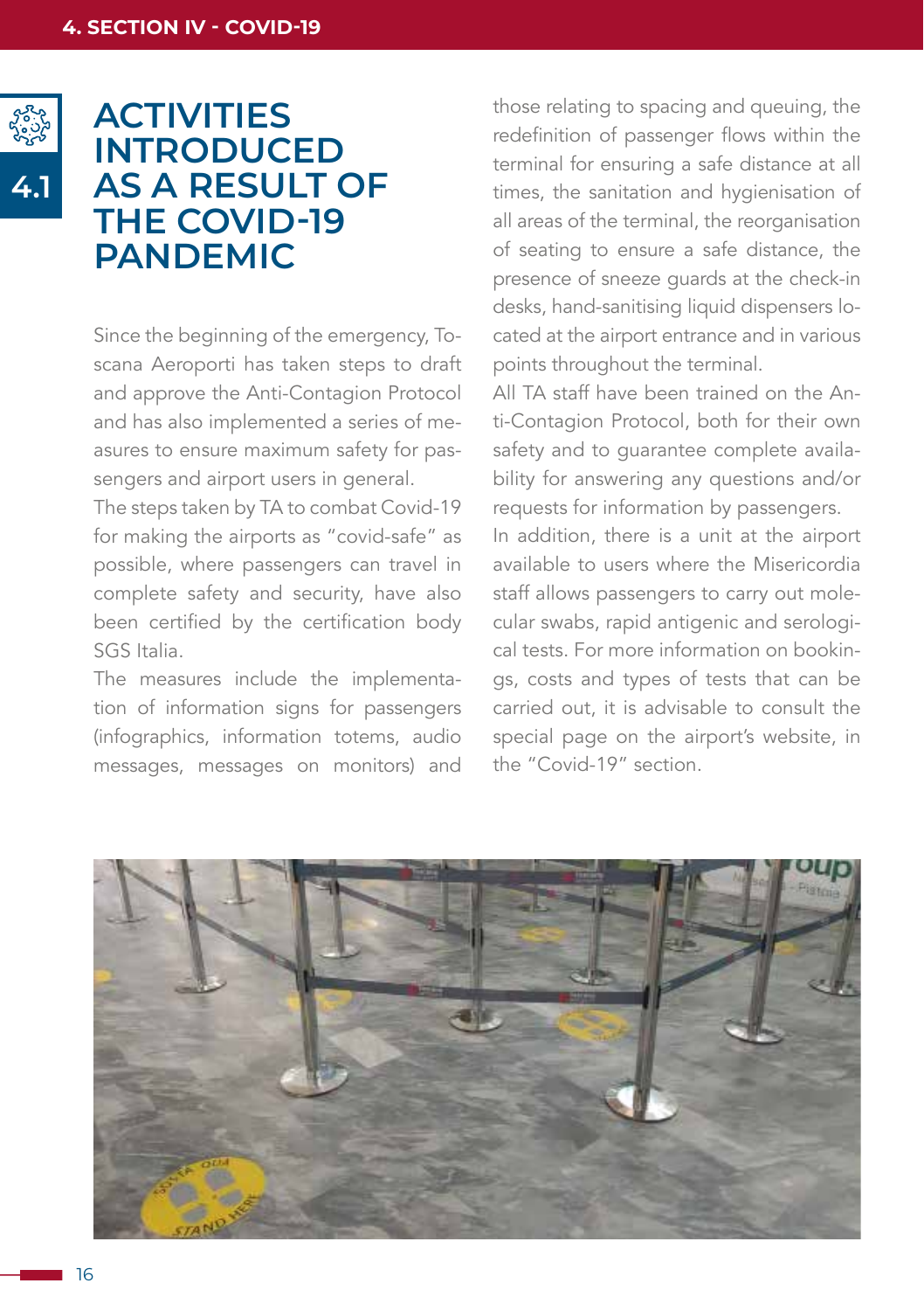## 4.1 ACTIVITIES INTRODUCED AS A RESULT OF THE COVID-19 PANDEMIC

Since the beginning of the emergency, Toscana Aeroporti has taken steps to draft and approve the Anti-Contagion Protocol and has also implemented a series of measures to ensure maximum safety for passengers and airport users in general.

The steps taken by TA to combat Covid-19 for making the airports as "covid-safe" as possible, where passengers can travel in complete safety and security, have also been certified by the certification body SGS Italia.

The measures include the implementation of information signs for passengers (infographics, information totems, audio messages, messages on monitors) and those relating to spacing and queuing, the redefinition of passenger flows within the terminal for ensuring a safe distance at all times, the sanitation and hygienisation of all areas of the terminal, the reorganisation of seating to ensure a safe distance, the presence of sneeze guards at the check-in desks, hand-sanitising liquid dispensers located at the airport entrance and in various points throughout the terminal.

All TA staff have been trained on the Anti-Contagion Protocol, both for their own safety and to guarantee complete availability for answering any questions and/or requests for information by passengers.

In addition, there is a unit at the airport available to users where the Misericordia staff allows passengers to carry out molecular swabs, rapid antigenic and serological tests. For more information on bookings, costs and types of tests that can be carried out, it is advisable to consult the special page on the airport's website, in the "Covid-19" section.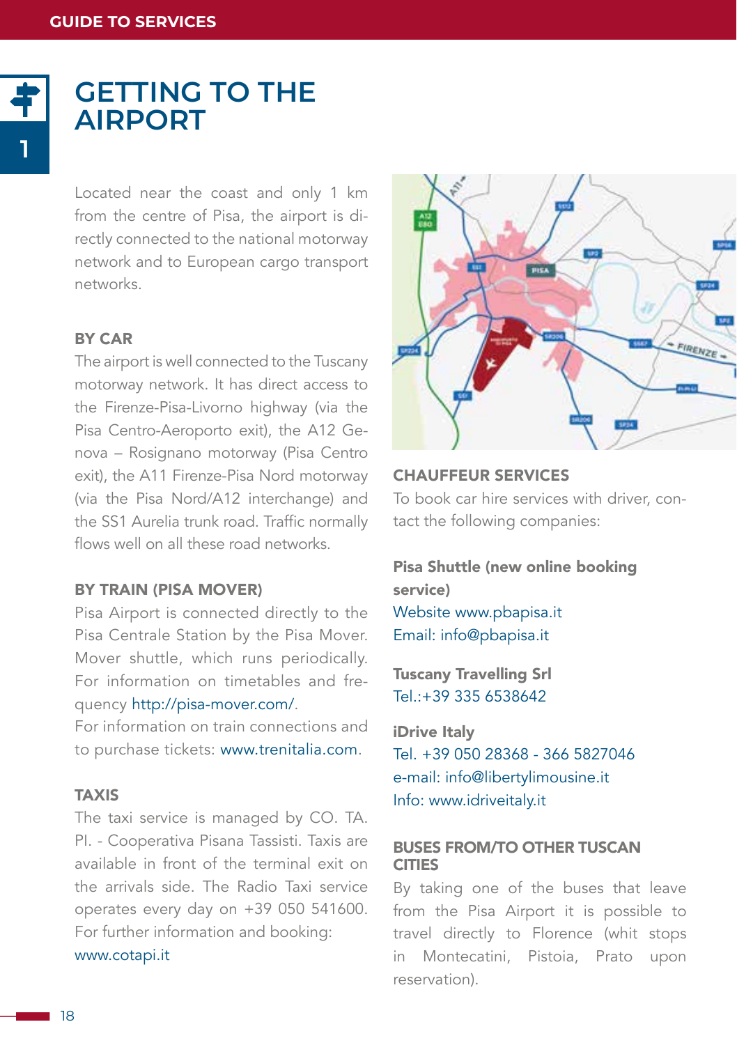# GETTING TO THE AIRPORT

Located near the coast and only 1 km from the centre of Pisa, the airport is directly connected to the national motorway network and to European cargo transport networks.

### BY CAR

The airport is well connected to the Tuscany motorway network. It has direct access to the Firenze-Pisa-Livorno highway (via the Pisa Centro-Aeroporto exit), the A12 Genova – Rosignano motorway (Pisa Centro exit), the A11 Firenze-Pisa Nord motorway (via the Pisa Nord/A12 interchange) and the SS1 Aurelia trunk road. Traffic normally flows well on all these road networks.

### BY TRAIN (PISA MOVER)

Pisa Airport is connected directly to the Pisa Centrale Station by the Pisa Mover. Mover shuttle, which runs periodically. For information on timetables and frequency http://pisa-mover.com/.
For information on train connections and to purchase tickets: www.trenitalia.com.

### TAXIS

The taxi service is managed by CO. TA. PI. - Cooperativa Pisana Tassisti. Taxis are available in front of the terminal exit on the arrivals side. The Radio Taxi service operates every day on +39 050 541600. For further information and booking:
www.cotapi.it

### CHAUFFEUR SERVICES

To book car hire services with driver, contact the following companies:

**Pisa Shuttle (new online booking service)**
Website www.pbapisa.it
Email: info@pbapisa.it

**Tuscany Travelling Srl**
Tel.:+39 335 6538642

**iDrive Italy**
Tel. +39 050 28368 - 366 5827046
e-mail: info@libertylimousine.it
Info: www.idriveitaly.it

### BUSES FROM/TO OTHER TUSCAN CITIES

By taking one of the buses that leave from the Pisa Airport it is possible to travel directly to Florence (whit stops in Montecatini, Pistoia, Prato upon reservation).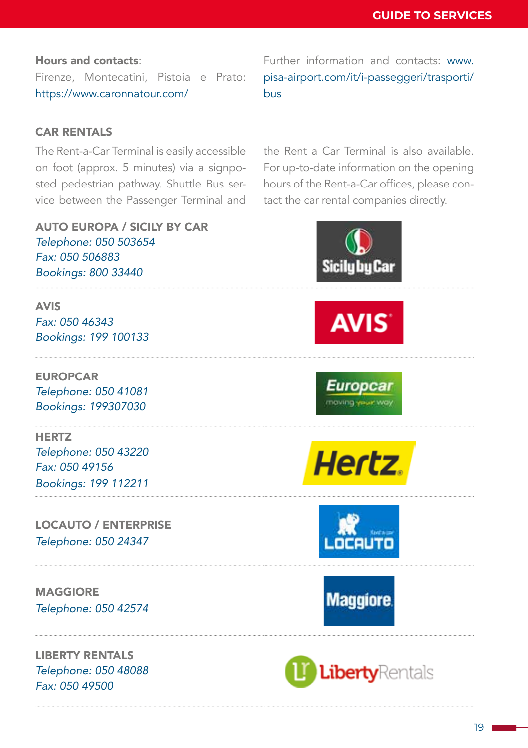**Hours and contacts**:
Firenze, Montecatini, Pistoia e Prato: https://www.caronnatour.com/

Further information and contacts: www.pisa-airport.com/it/i-passeggeri/trasporti/bus

## CAR RENTALS

The Rent-a-Car Terminal is easily accessible on foot (approx. 5 minutes) via a signposted pedestrian pathway. Shuttle Bus service between the Passenger Terminal and the Rent a Car Terminal is also available. For up-to-date information on the opening hours of the Rent-a-Car offices, please contact the car rental companies directly.

### AUTO EUROPA / SICILY BY CAR

*Telephone: 050 503654*
*Fax: 050 506883*
*Bookings: 800 33440*

### AVIS

*Fax: 050 46343*
*Bookings: 199 100133*

### EUROPCAR

*Telephone: 050 41081*
*Bookings: 199307030*

### HERTZ

*Telephone: 050 43220*
*Fax: 050 49156*
*Bookings: 199 112211*

### LOCAUTO / ENTERPRISE

*Telephone: 050 24347*

### MAGGIORE

*Telephone: 050 42574*

### LIBERTY RENTALS

*Telephone: 050 48088*
*Fax: 050 49500*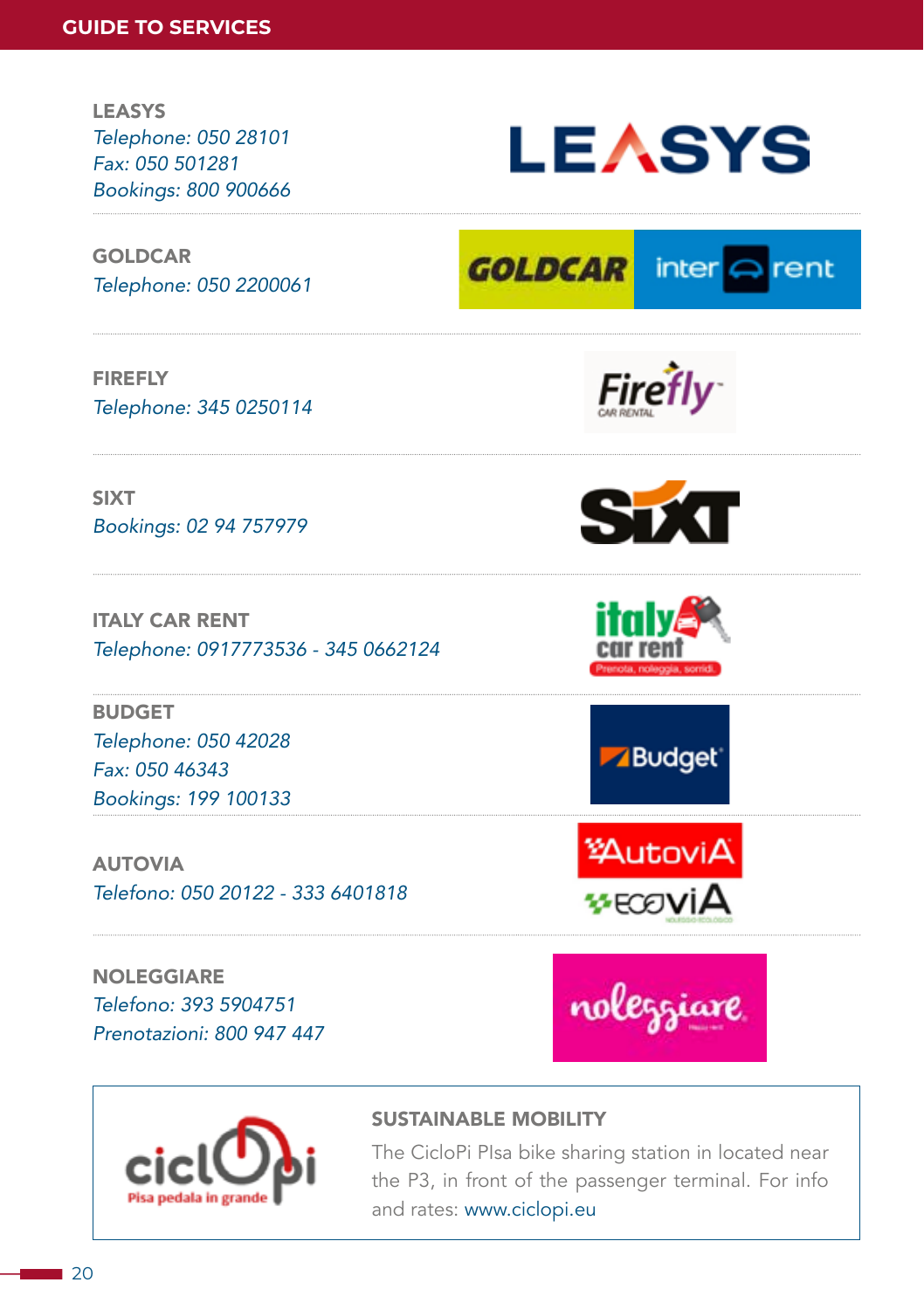**LEASYS**
*Telephone: 050 28101*
*Fax: 050 501281*
*Bookings: 800 900666*

**GOLDCAR**
*Telephone: 050 2200061*

**FIREFLY**
*Telephone: 345 0250114*

**SIXT**
*Bookings: 02 94 757979*

**ITALY CAR RENT**
*Telephone: 0917773536 - 345 0662124*

**BUDGET**
*Telephone: 050 42028*
*Fax: 050 46343*
*Bookings: 199 100133*

**AUTOVIA**
*Telefono: 050 20122 - 333 6401818*

**NOLEGGIARE**
*Telefono: 393 5904751*
*Prenotazioni: 800 947 447*

### SUSTAINABLE MOBILITY

The CicloPi PIsa bike sharing station in located near the P3, in front of the passenger terminal. For info and rates: www.ciclopi.eu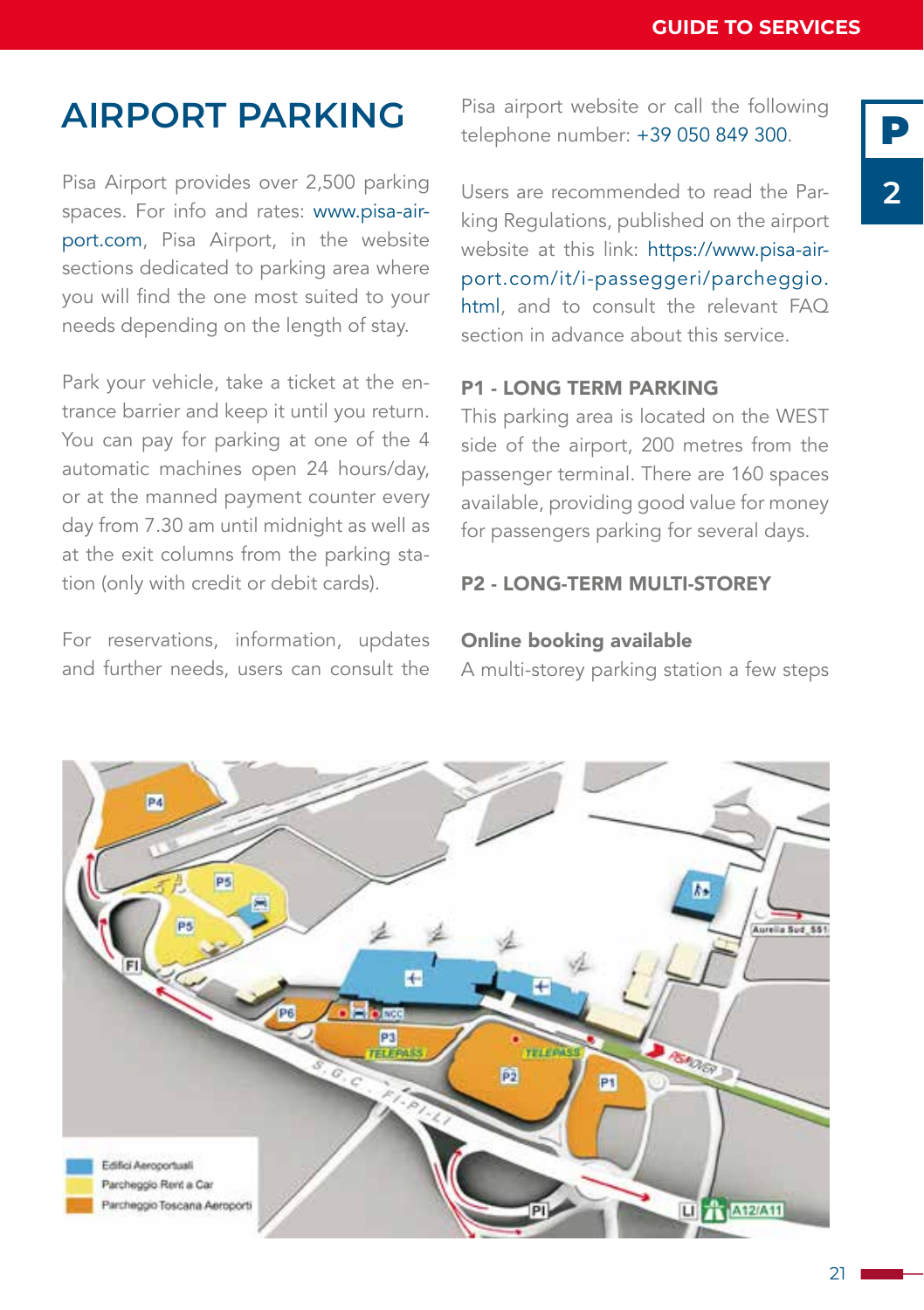# AIRPORT PARKING

Pisa Airport provides over 2,500 parking spaces. For info and rates: www.pisa-airport.com, Pisa Airport, in the website sections dedicated to parking area where you will find the one most suited to your needs depending on the length of stay.

Park your vehicle, take a ticket at the entrance barrier and keep it until you return. You can pay for parking at one of the 4 automatic machines open 24 hours/day, or at the manned payment counter every day from 7.30 am until midnight as well as at the exit columns from the parking station (only with credit or debit cards).

For reservations, information, updates and further needs, users can consult the Pisa airport website or call the following telephone number: +39 050 849 300.

Users are recommended to read the Parking Regulations, published on the airport website at this link: https://www.pisa-airport.com/it/i-passeggeri/parcheggio.html, and to consult the relevant FAQ section in advance about this service.

### P1 - LONG TERM PARKING

This parking area is located on the WEST side of the airport, 200 metres from the passenger terminal. There are 160 spaces available, providing good value for money for passengers parking for several days.

### P2 - LONG-TERM MULTI-STOREY

**Online booking available**

A multi-storey parking station a few steps

Edifici Aeroportuali
Parcheggio Rent a Car
Parcheggio Toscana Aeroporti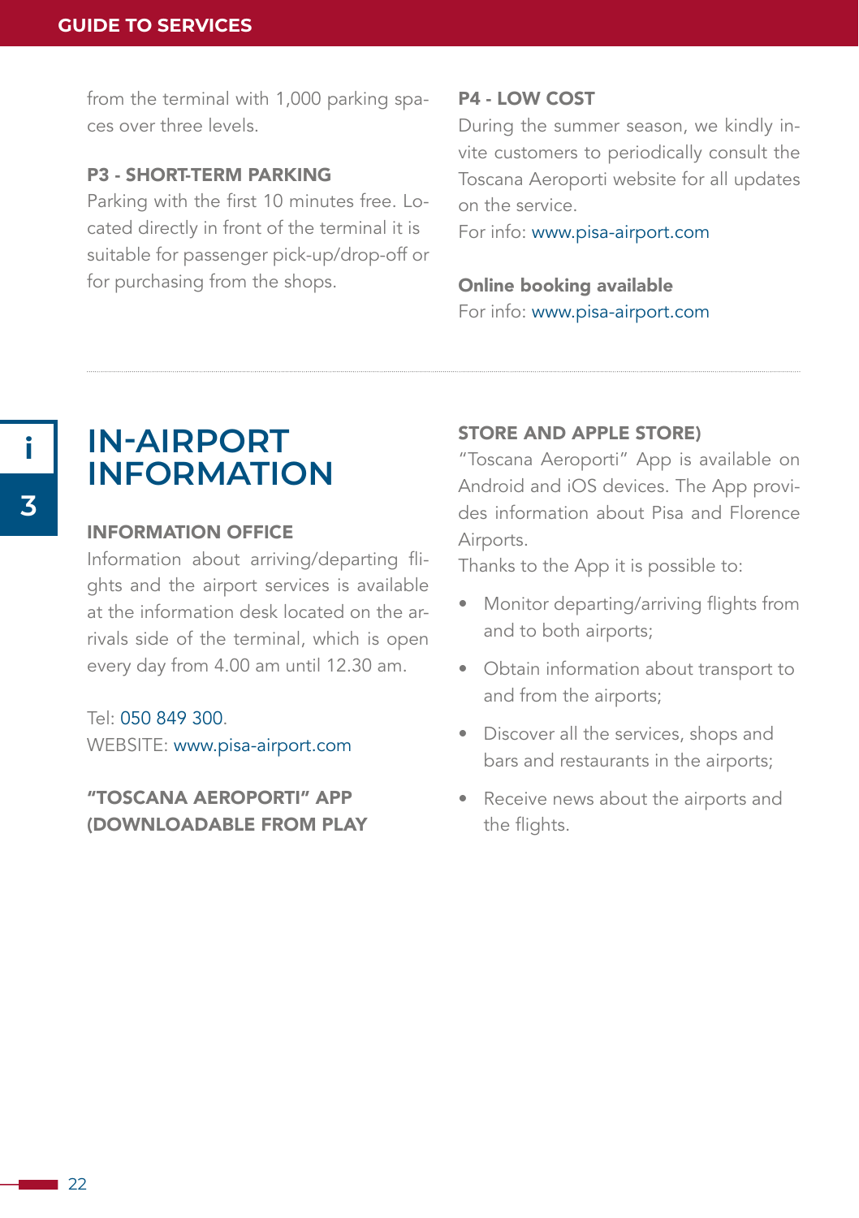from the terminal with 1,000 parking spaces over three levels.

### P3 - SHORT-TERM PARKING

Parking with the first 10 minutes free. Located directly in front of the terminal it is suitable for passenger pick-up/drop-off or for purchasing from the shops.

### P4 - LOW COST

During the summer season, we kindly invite customers to periodically consult the Toscana Aeroporti website for all updates on the service.
For info: www.pisa-airport.com

**Online booking available**
For info: www.pisa-airport.com

---

# IN-AIRPORT INFORMATION

### INFORMATION OFFICE

Information about arriving/departing flights and the airport services is available at the information desk located on the arrivals side of the terminal, which is open every day from 4.00 am until 12.30 am.

Tel: 050 849 300.
WEBSITE: www.pisa-airport.com

### "TOSCANA AEROPORTI" APP (DOWNLOADABLE FROM PLAY STORE AND APPLE STORE)

"Toscana Aeroporti" App is available on Android and iOS devices. The App provides information about Pisa and Florence Airports.
Thanks to the App it is possible to:

- Monitor departing/arriving flights from and to both airports;
- Obtain information about transport to and from the airports;
- Discover all the services, shops and bars and restaurants in the airports;
- Receive news about the airports and the flights.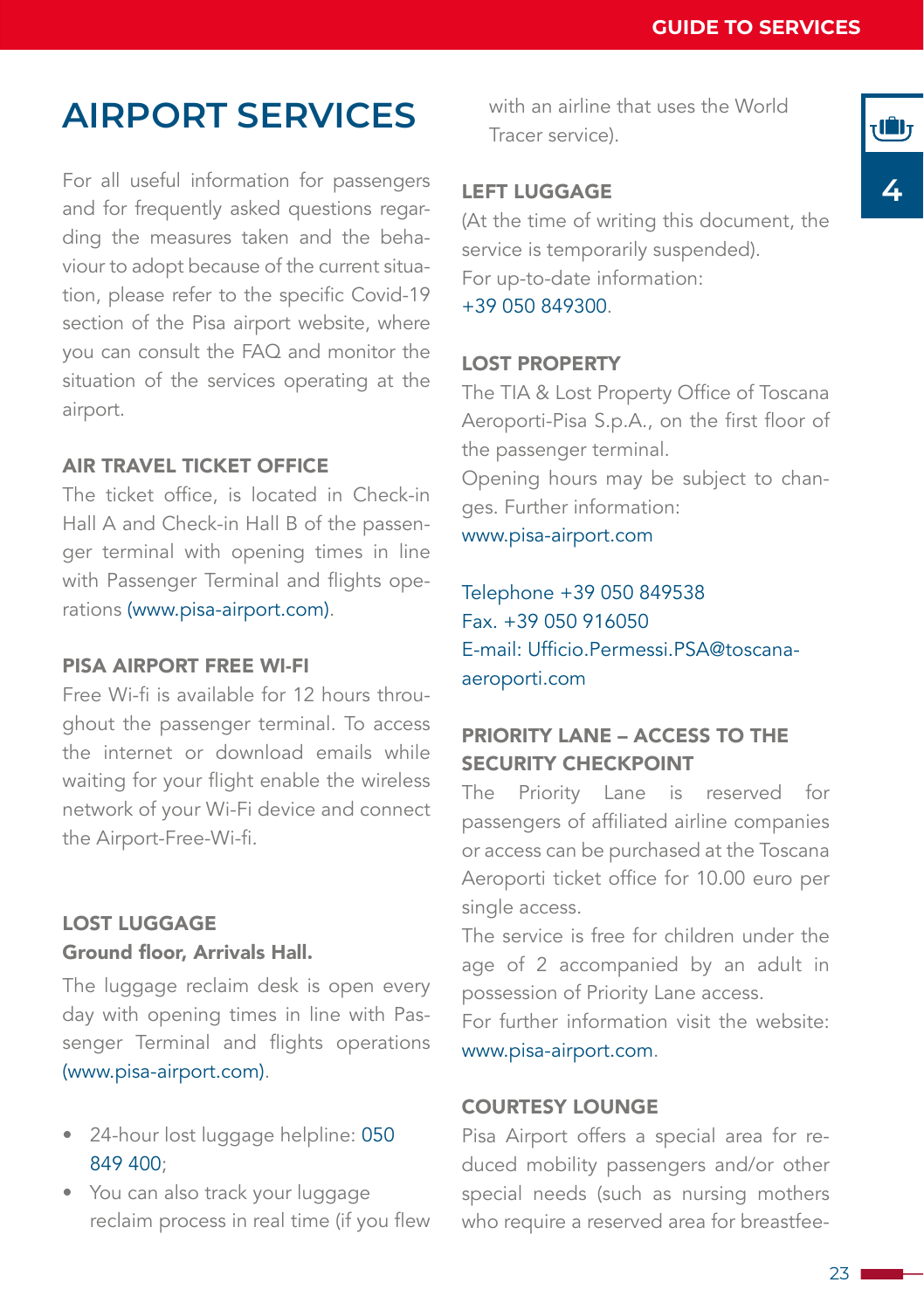# AIRPORT SERVICES

For all useful information for passengers and for frequently asked questions regarding the measures taken and the behaviour to adopt because of the current situation, please refer to the specific Covid-19 section of the Pisa airport website, where you can consult the FAQ and monitor the situation of the services operating at the airport.

### AIR TRAVEL TICKET OFFICE

The ticket office, is located in Check-in Hall A and Check-in Hall B of the passenger terminal with opening times in line with Passenger Terminal and flights operations (www.pisa-airport.com).

### PISA AIRPORT FREE WI-FI

Free Wi-fi is available for 12 hours throughout the passenger terminal. To access the internet or download emails while waiting for your flight enable the wireless network of your Wi-Fi device and connect the Airport-Free-Wi-fi.

### LOST LUGGAGE

**Ground floor, Arrivals Hall.**

The luggage reclaim desk is open every day with opening times in line with Passenger Terminal and flights operations (www.pisa-airport.com).

- 24-hour lost luggage helpline: 050 849 400;
- You can also track your luggage reclaim process in real time (if you flew with an airline that uses the World Tracer service).

### LEFT LUGGAGE

(At the time of writing this document, the service is temporarily suspended).
For up-to-date information:
+39 050 849300.

### LOST PROPERTY

The TIA & Lost Property Office of Toscana Aeroporti-Pisa S.p.A., on the first floor of the passenger terminal.
Opening hours may be subject to changes. Further information:
www.pisa-airport.com

Telephone +39 050 849538
Fax. +39 050 916050
E-mail: Ufficio.Permessi.PSA@toscana-aeroporti.com

### PRIORITY LANE – ACCESS TO THE SECURITY CHECKPOINT

The Priority Lane is reserved for passengers of affiliated airline companies or access can be purchased at the Toscana Aeroporti ticket office for 10.00 euro per single access.
The service is free for children under the age of 2 accompanied by an adult in possession of Priority Lane access.
For further information visit the website: www.pisa-airport.com.

### COURTESY LOUNGE

Pisa Airport offers a special area for reduced mobility passengers and/or other special needs (such as nursing mothers who require a reserved area for breastfee-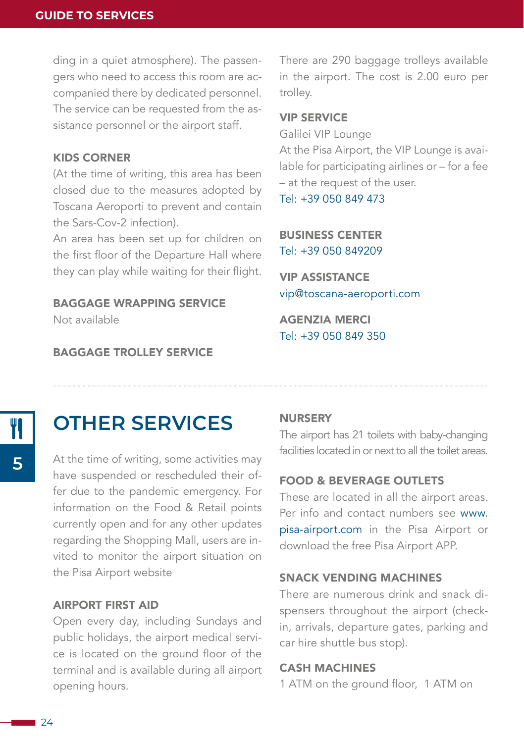ding in a quiet atmosphere). The passengers who need to access this room are accompanied there by dedicated personnel. The service can be requested from the assistance personnel or the airport staff.

### KIDS CORNER

(At the time of writing, this area has been closed due to the measures adopted by Toscana Aeroporti to prevent and contain the Sars-Cov-2 infection).

An area has been set up for children on the first floor of the Departure Hall where they can play while waiting for their flight.

### BAGGAGE WRAPPING SERVICE

Not available

### BAGGAGE TROLLEY SERVICE

There are 290 baggage trolleys available in the airport. The cost is 2.00 euro per trolley.

### VIP SERVICE

Galilei VIP Lounge

At the Pisa Airport, the VIP Lounge is available for participating airlines or – for a fee – at the request of the user.

Tel: +39 050 849 473

### BUSINESS CENTER

Tel: +39 050 849209

### VIP ASSISTANCE

vip@toscana-aeroporti.com

### AGENZIA MERCI

Tel: +39 050 849 350

---

## OTHER SERVICES

At the time of writing, some activities may have suspended or rescheduled their offer due to the pandemic emergency. For information on the Food & Retail points currently open and for any other updates regarding the Shopping Mall, users are invited to monitor the airport situation on the Pisa Airport website

### AIRPORT FIRST AID

Open every day, including Sundays and public holidays, the airport medical service is located on the ground floor of the terminal and is available during all airport opening hours.

### NURSERY

The airport has 21 toilets with baby-changing facilities located in or next to all the toilet areas.

### FOOD & BEVERAGE OUTLETS

These are located in all the airport areas. Per info and contact numbers see www.pisa-airport.com in the Pisa Airport or download the free Pisa Airport APP.

### SNACK VENDING MACHINES

There are numerous drink and snack dispensers throughout the airport (check-in, arrivals, departure gates, parking and car hire shuttle bus stop).

### CASH MACHINES

1 ATM on the ground floor, 1 ATM on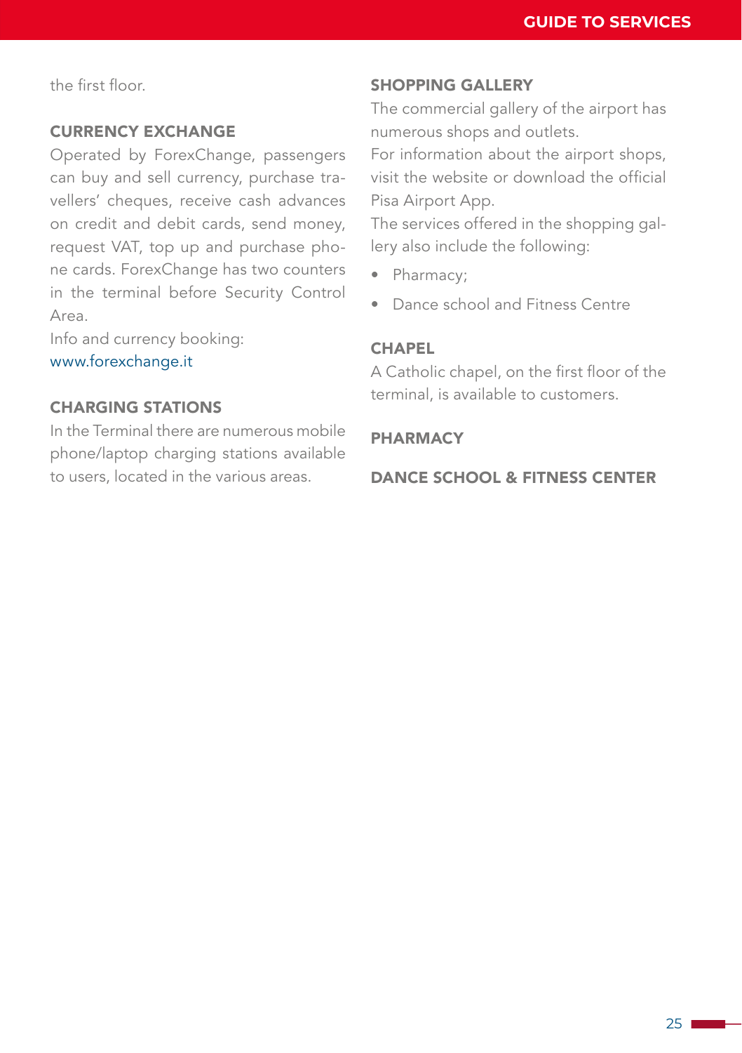the first floor.

## CURRENCY EXCHANGE

Operated by ForexChange, passengers can buy and sell currency, purchase travellers' cheques, receive cash advances on credit and debit cards, send money, request VAT, top up and purchase phone cards. ForexChange has two counters in the terminal before Security Control Area.

Info and currency booking:
www.forexchange.it

## CHARGING STATIONS

In the Terminal there are numerous mobile phone/laptop charging stations available to users, located in the various areas.

## SHOPPING GALLERY

The commercial gallery of the airport has numerous shops and outlets.

For information about the airport shops, visit the website or download the official Pisa Airport App.

The services offered in the shopping gallery also include the following:

- Pharmacy;
- Dance school and Fitness Centre

## CHAPEL

A Catholic chapel, on the first floor of the terminal, is available to customers.

## PHARMACY

## DANCE SCHOOL & FITNESS CENTER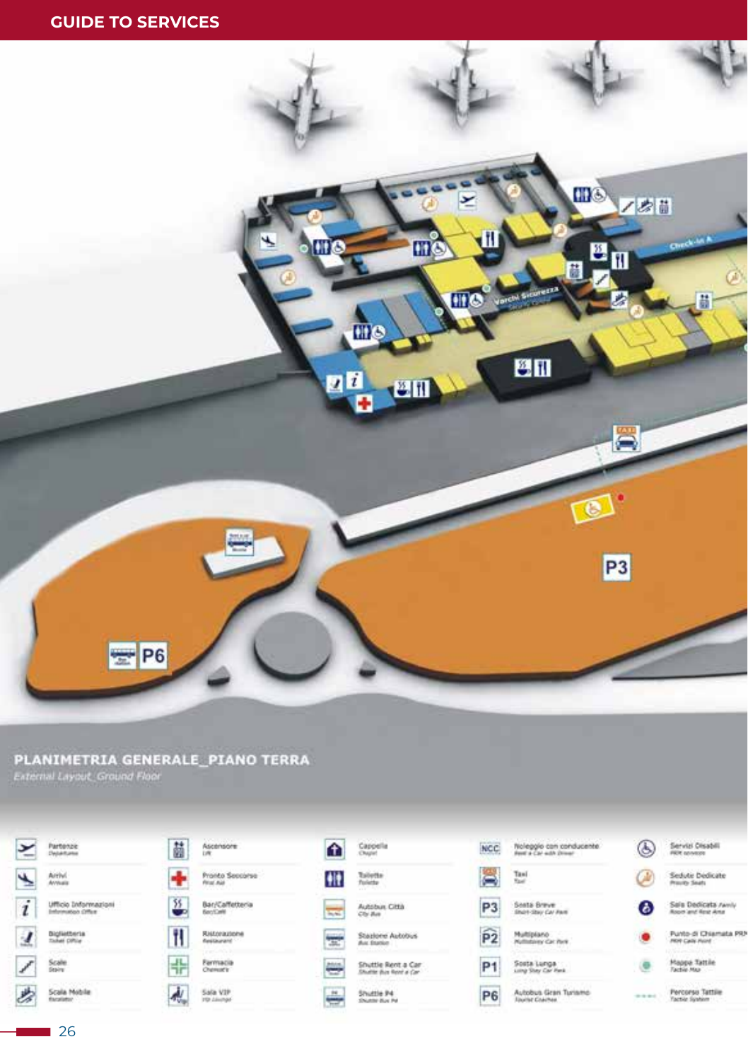## PLANIMETRIA GENERALE_PIANO TERRA

*External Layout_Ground Floor*

| | | | | |
|---|---|---|---|---|
| Partenze *Departures* | Ascensore *Lift* | Cappella *Chapel* | Noleggio con conducente *Rent a Car with Driver* | Servizi Disabili *PRM services* |
| Arrivi *Arrivals* | Pronto Soccorso *First Aid* | Toilette *Toilette* | Taxi *Taxi* | Sedute Dedicate *Priority Seats* |
| Ufficio Informazioni *Information Office* | Bar/Caffetteria *Bar/Café* | Autobus Città *City Bus* | Sosta Breve *Short-Stay Car Park* | Sala Dedicata *Family Room and Rest Area* |
| Biglietteria *Ticket Office* | Ristorazione *Restaurant* | Stazione Autobus *Bus Station* | Multipiano *Multistorey Car Park* | Punto di Chiamata PRM *PRM Calls Point* |
| Scale *Stairs* | Farmacia *Chemist's* | Shuttle Rent a Car *Shuttle Bus Rent a Car* | Sosta Lunga *Long Stay Car Park* | Mappa Tattile *Tactile Map* |
| Scala Mobile *Escalator* | Sala VIP *VIP Lounge* | Shuttle P4 *Shuttle Bus P4* | Autobus Gran Turismo *Tourist Coaches* | Percorso Tattile *Tactile System* |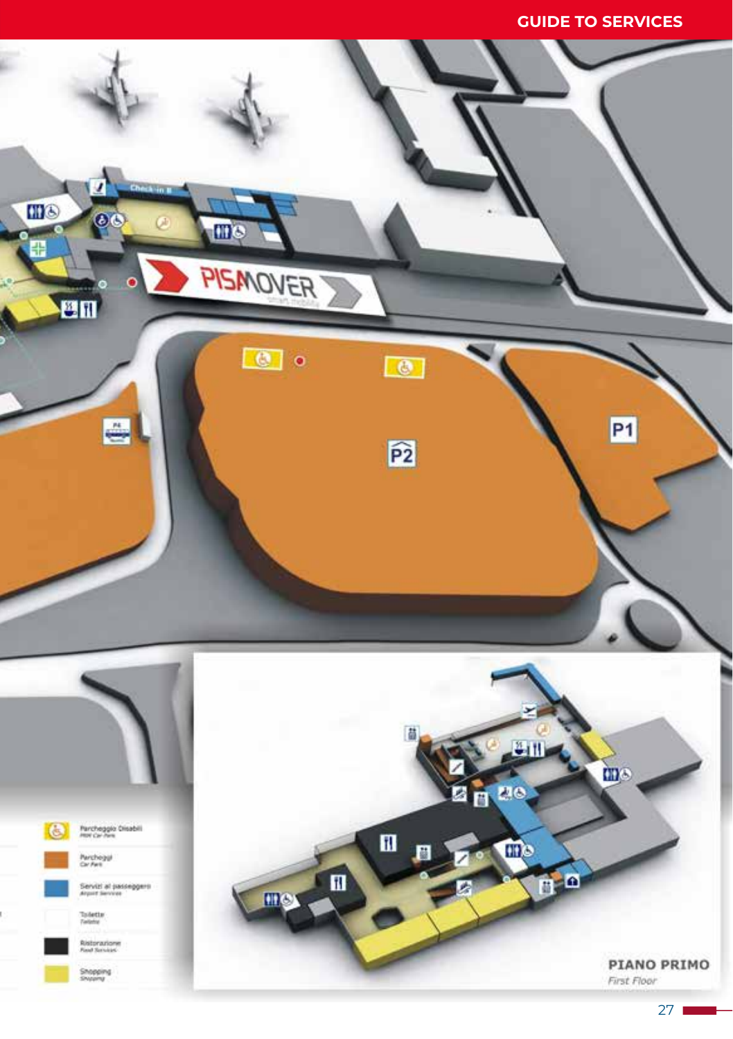P1

P2

PISAMOVER

Check-in B

| | |
|---|---|
| Parcheggio Disabili *PRM Car Park* | |
| Parcheggi *Car Park* | |
| Servizi al passeggero *Airport Services* | |
| Toilette *Toilets* | |
| Ristorazione *Food Services* | |
| Shopping *Shopping* | |

**PIANO PRIMO**
*First Floor*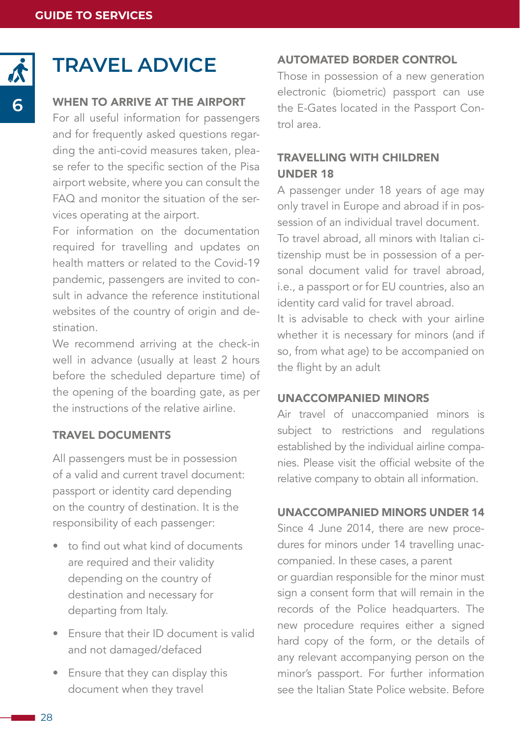# TRAVEL ADVICE

## WHEN TO ARRIVE AT THE AIRPORT

For all useful information for passengers and for frequently asked questions regarding the anti-covid measures taken, please refer to the specific section of the Pisa airport website, where you can consult the FAQ and monitor the situation of the services operating at the airport.

For information on the documentation required for travelling and updates on health matters or related to the Covid-19 pandemic, passengers are invited to consult in advance the reference institutional websites of the country of origin and destination.

We recommend arriving at the check-in well in advance (usually at least 2 hours before the scheduled departure time) of the opening of the boarding gate, as per the instructions of the relative airline.

## TRAVEL DOCUMENTS

All passengers must be in possession of a valid and current travel document: passport or identity card depending on the country of destination. It is the responsibility of each passenger:

- to find out what kind of documents are required and their validity depending on the country of destination and necessary for departing from Italy.
- Ensure that their ID document is valid and not damaged/defaced
- Ensure that they can display this document when they travel

## AUTOMATED BORDER CONTROL

Those in possession of a new generation electronic (biometric) passport can use the E-Gates located in the Passport Control area.

## TRAVELLING WITH CHILDREN UNDER 18

A passenger under 18 years of age may only travel in Europe and abroad if in possession of an individual travel document.

To travel abroad, all minors with Italian citizenship must be in possession of a personal document valid for travel abroad, i.e., a passport or for EU countries, also an identity card valid for travel abroad.

It is advisable to check with your airline whether it is necessary for minors (and if so, from what age) to be accompanied on the flight by an adult

## UNACCOMPANIED MINORS

Air travel of unaccompanied minors is subject to restrictions and regulations established by the individual airline companies. Please visit the official website of the relative company to obtain all information.

## UNACCOMPANIED MINORS UNDER 14

Since 4 June 2014, there are new procedures for minors under 14 travelling unaccompanied. In these cases, a parent or guardian responsible for the minor must sign a consent form that will remain in the records of the Police headquarters. The new procedure requires either a signed hard copy of the form, or the details of any relevant accompanying person on the minor's passport. For further information see the Italian State Police website. Before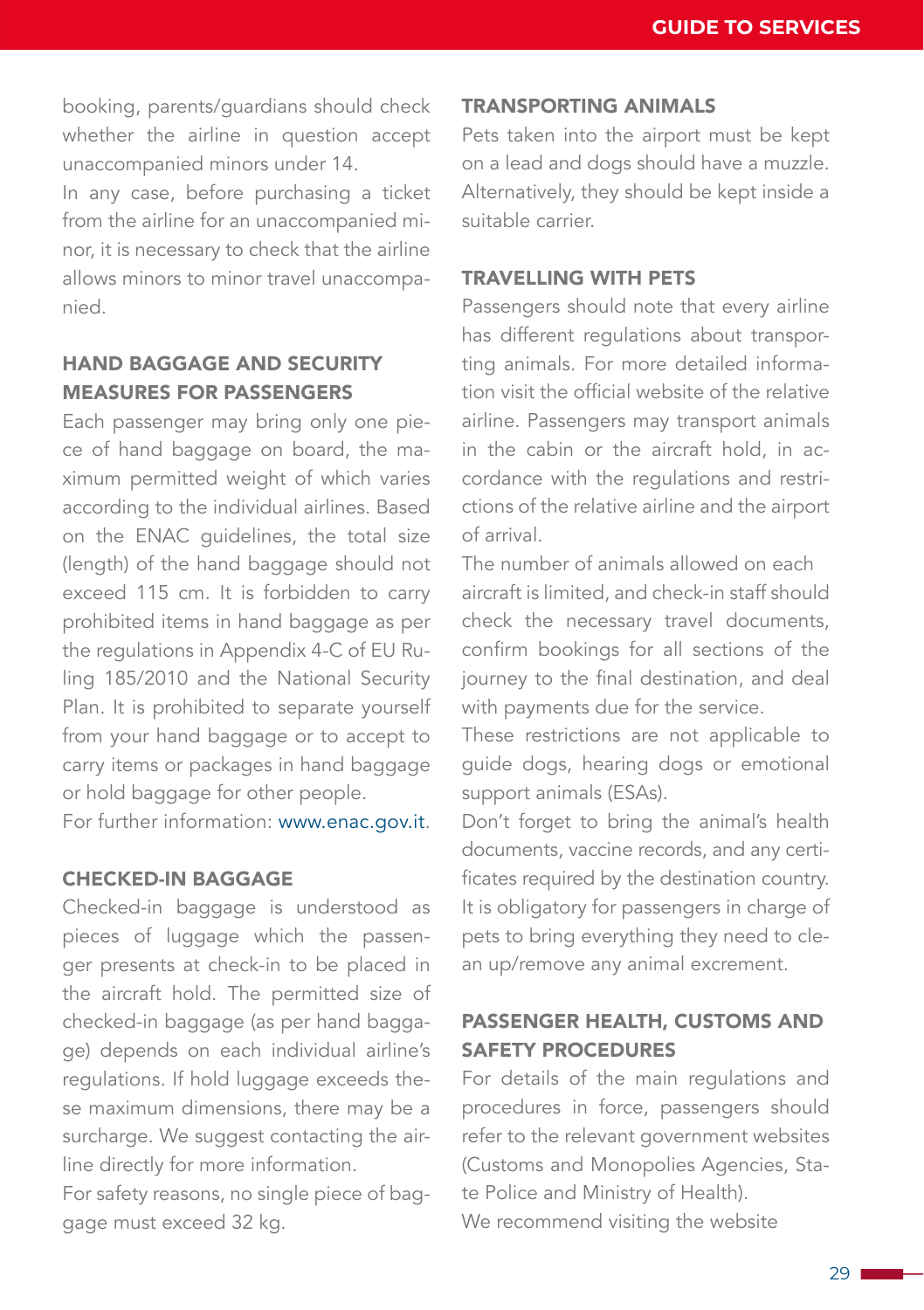booking, parents/guardians should check whether the airline in question accept unaccompanied minors under 14.
In any case, before purchasing a ticket from the airline for an unaccompanied minor, it is necessary to check that the airline allows minors to minor travel unaccompanied.

## HAND BAGGAGE AND SECURITY MEASURES FOR PASSENGERS

Each passenger may bring only one piece of hand baggage on board, the maximum permitted weight of which varies according to the individual airlines. Based on the ENAC guidelines, the total size (length) of the hand baggage should not exceed 115 cm. It is forbidden to carry prohibited items in hand baggage as per the regulations in Appendix 4-C of EU Ruling 185/2010 and the National Security Plan. It is prohibited to separate yourself from your hand baggage or to accept to carry items or packages in hand baggage or hold baggage for other people.
For further information: www.enac.gov.it.

## CHECKED-IN BAGGAGE

Checked-in baggage is understood as pieces of luggage which the passenger presents at check-in to be placed in the aircraft hold. The permitted size of checked-in baggage (as per hand baggage) depends on each individual airline's regulations. If hold luggage exceeds these maximum dimensions, there may be a surcharge. We suggest contacting the airline directly for more information.
For safety reasons, no single piece of baggage must exceed 32 kg.

## TRANSPORTING ANIMALS

Pets taken into the airport must be kept on a lead and dogs should have a muzzle. Alternatively, they should be kept inside a suitable carrier.

## TRAVELLING WITH PETS

Passengers should note that every airline has different regulations about transporting animals. For more detailed information visit the official website of the relative airline. Passengers may transport animals in the cabin or the aircraft hold, in accordance with the regulations and restrictions of the relative airline and the airport of arrival.
The number of animals allowed on each aircraft is limited, and check-in staff should check the necessary travel documents, confirm bookings for all sections of the journey to the final destination, and deal with payments due for the service.
These restrictions are not applicable to guide dogs, hearing dogs or emotional support animals (ESAs).
Don't forget to bring the animal's health documents, vaccine records, and any certificates required by the destination country.
It is obligatory for passengers in charge of pets to bring everything they need to clean up/remove any animal excrement.

## PASSENGER HEALTH, CUSTOMS AND SAFETY PROCEDURES

For details of the main regulations and procedures in force, passengers should refer to the relevant government websites (Customs and Monopolies Agencies, State Police and Ministry of Health).
We recommend visiting the website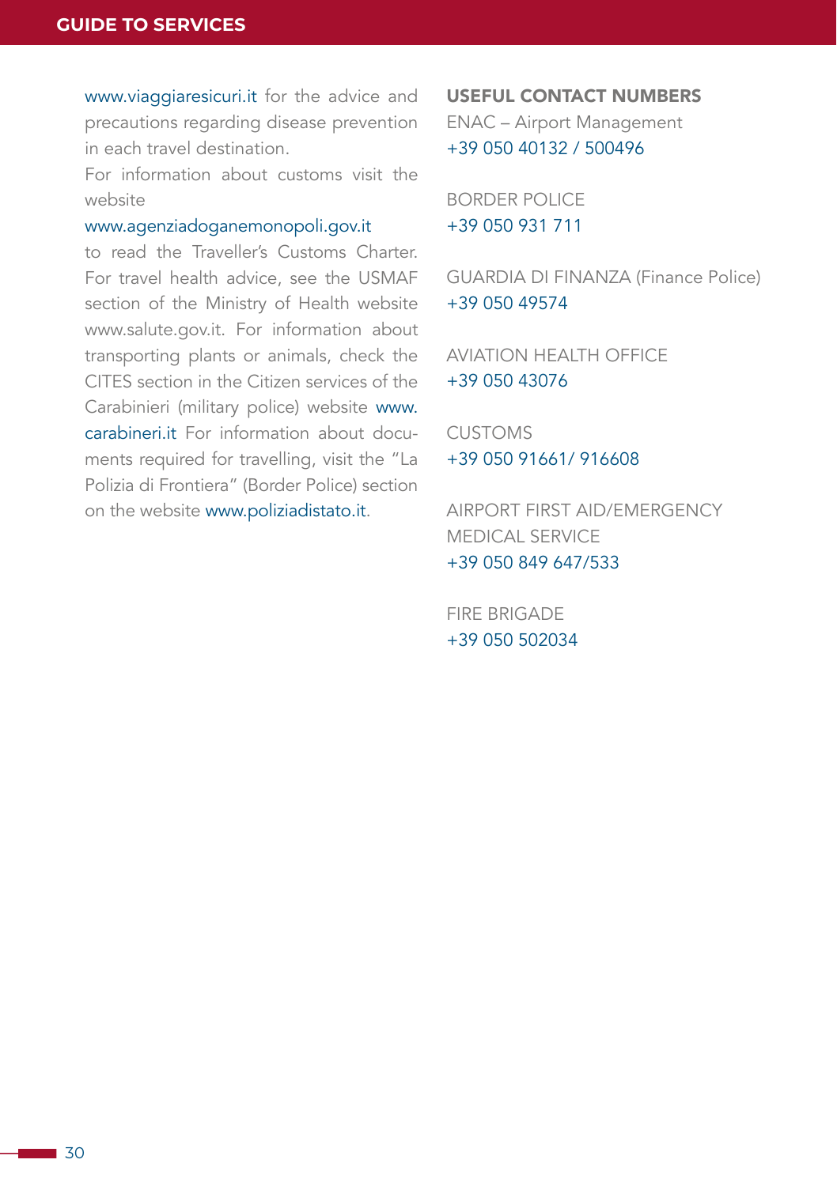www.viaggiaresicuri.it for the advice and precautions regarding disease prevention in each travel destination.
For information about customs visit the website
www.agenziadoganemonopoli.gov.it
to read the Traveller's Customs Charter. For travel health advice, see the USMAF section of the Ministry of Health website www.salute.gov.it. For information about transporting plants or animals, check the CITES section in the Citizen services of the Carabinieri (military police) website www.carabineri.it For information about documents required for travelling, visit the "La Polizia di Frontiera" (Border Police) section on the website www.poliziadistato.it.

## USEFUL CONTACT NUMBERS

ENAC – Airport Management
+39 050 40132 / 500496

BORDER POLICE
+39 050 931 711

GUARDIA DI FINANZA (Finance Police)
+39 050 49574

AVIATION HEALTH OFFICE
+39 050 43076

CUSTOMS
+39 050 91661/ 916608

AIRPORT FIRST AID/EMERGENCY MEDICAL SERVICE
+39 050 849 647/533

FIRE BRIGADE
+39 050 502034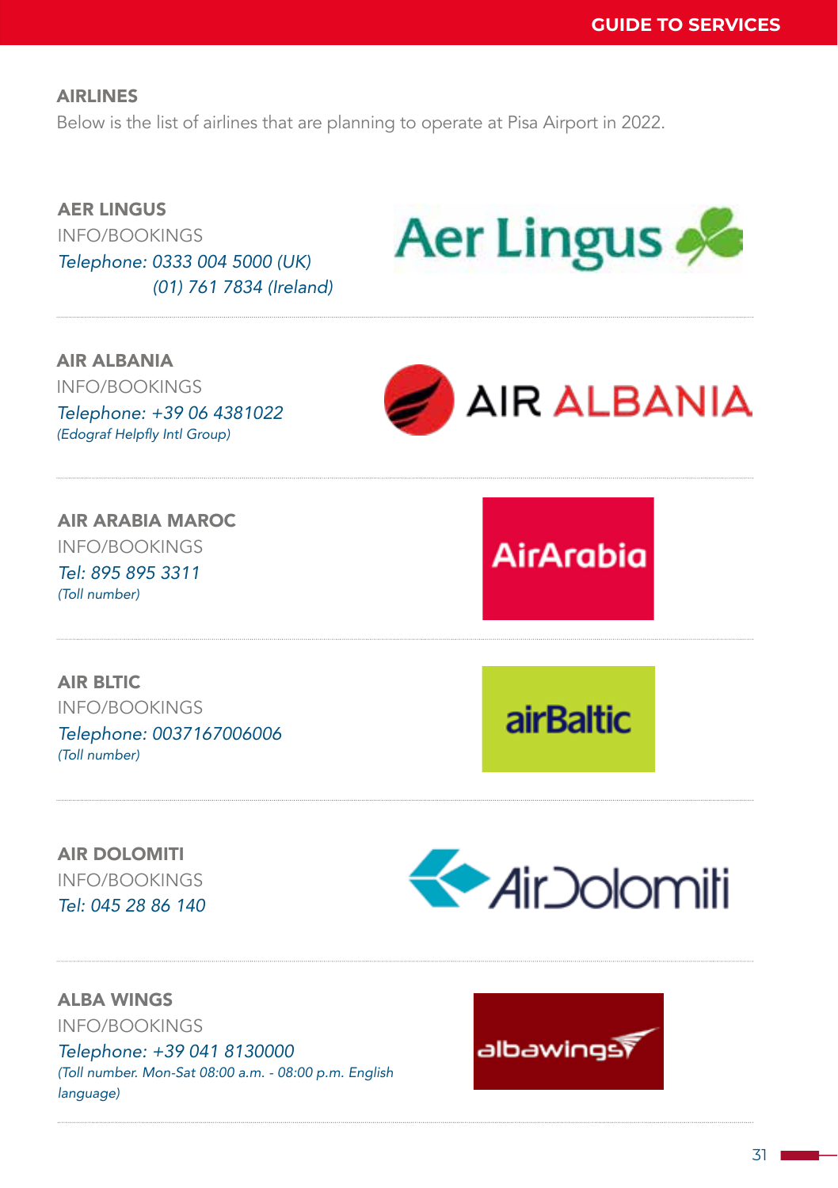## AIRLINES

Below is the list of airlines that are planning to operate at Pisa Airport in 2022.

### AER LINGUS

INFO/BOOKINGS

*Telephone: 0333 004 5000 (UK)*
*(01) 761 7834 (Ireland)*

### AIR ALBANIA

INFO/BOOKINGS

*Telephone: +39 06 4381022*
*(Edograf Helpfly Intl Group)*

### AIR ARABIA MAROC

INFO/BOOKINGS

*Tel: 895 895 3311*
*(Toll number)*

### AIR BLTIC

INFO/BOOKINGS

*Telephone: 0037167006006*
*(Toll number)*

### AIR DOLOMITI

INFO/BOOKINGS

*Tel: 045 28 86 140*

### ALBA WINGS

INFO/BOOKINGS

*Telephone: +39 041 8130000*
*(Toll number. Mon-Sat 08:00 a.m. - 08:00 p.m. English language)*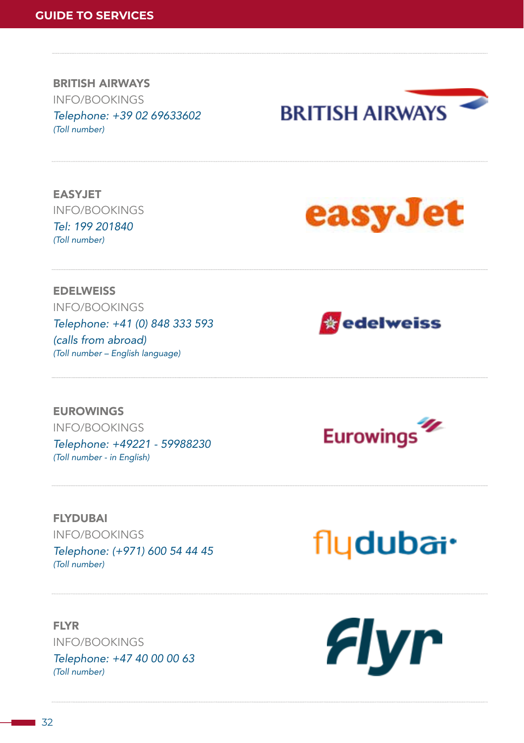**BRITISH AIRWAYS**
INFO/BOOKINGS
*Telephone: +39 02 69633602*
*(Toll number)*

---

**EASYJET**
INFO/BOOKINGS
*Tel: 199 201840*
*(Toll number)*

---

**EDELWEISS**
INFO/BOOKINGS
*Telephone: +41 (0) 848 333 593*
*(calls from abroad)*
*(Toll number – English language)*

---

**EUROWINGS**
INFO/BOOKINGS
*Telephone: +49221 - 59988230*
*(Toll number - in English)*

---

**FLYDUBAI**
INFO/BOOKINGS
*Telephone: (+971) 600 54 44 45*
*(Toll number)*

---

**FLYR**
INFO/BOOKINGS
*Telephone: +47 40 00 00 63*
*(Toll number)*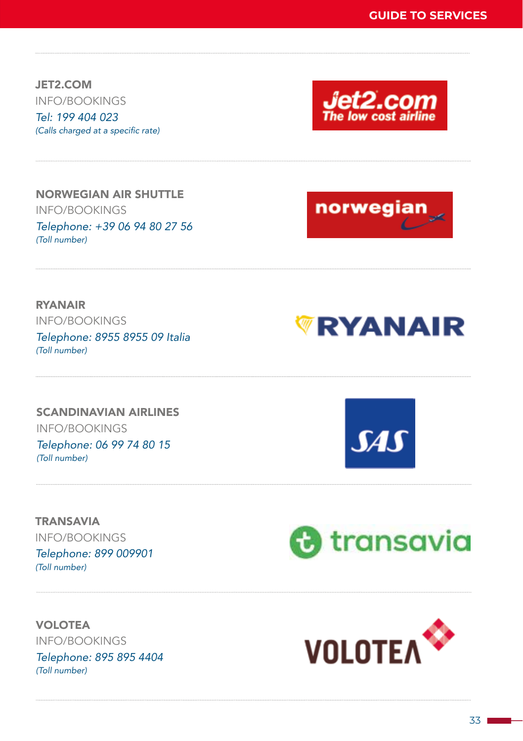**JET2.COM**
INFO/BOOKINGS
*Tel: 199 404 023*
*(Calls charged at a specific rate)*

**NORWEGIAN AIR SHUTTLE**
INFO/BOOKINGS
*Telephone: +39 06 94 80 27 56*
*(Toll number)*

**RYANAIR**
INFO/BOOKINGS
*Telephone: 8955 8955 09 Italia*
*(Toll number)*

**SCANDINAVIAN AIRLINES**
INFO/BOOKINGS
*Telephone: 06 99 74 80 15*
*(Toll number)*

**TRANSAVIA**
INFO/BOOKINGS
*Telephone: 899 009901*
*(Toll number)*

**VOLOTEA**
INFO/BOOKINGS
*Telephone: 895 895 4404*
*(Toll number)*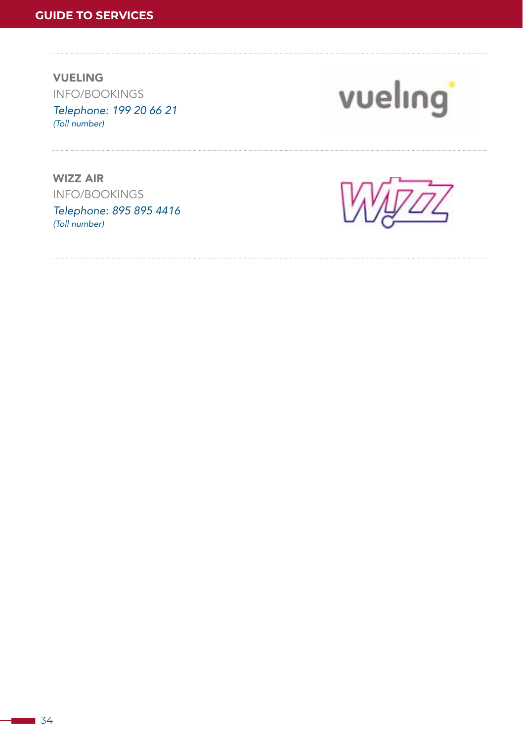**VUELING**

INFO/BOOKINGS

*Telephone: 199 20 66 21*

*(Toll number)*

**WIZZ AIR**

INFO/BOOKINGS

*Telephone: 895 895 4416*

*(Toll number)*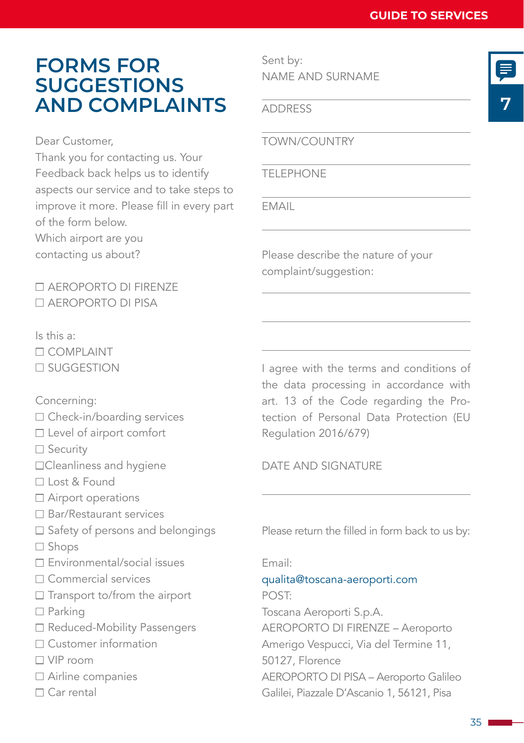# FORMS FOR SUGGESTIONS AND COMPLAINTS

Dear Customer,
Thank you for contacting us. Your Feedback back helps us to identify aspects our service and to take steps to improve it more. Please fill in every part of the form below.
Which airport are you contacting us about?

☐ AEROPORTO DI FIRENZE
☐ AEROPORTO DI PISA

Is this a:
☐ COMPLAINT
☐ SUGGESTION

Concerning:
☐ Check-in/boarding services
☐ Level of airport comfort
☐ Security
☐Cleanliness and hygiene
☐ Lost & Found
☐ Airport operations
☐ Bar/Restaurant services
☐ Safety of persons and belongings
☐ Shops
☐ Environmental/social issues
☐ Commercial services
☐ Transport to/from the airport
☐ Parking
☐ Reduced-Mobility Passengers
☐ Customer information
☐ VIP room
☐ Airline companies
☐ Car rental

Sent by:
NAME AND SURNAME

______________________________

ADDRESS

______________________________

TOWN/COUNTRY

______________________________

TELEPHONE

______________________________

EMAIL

______________________________

Please describe the nature of your complaint/suggestion:

______________________________

______________________________

______________________________

I agree with the terms and conditions of the data processing in accordance with art. 13 of the Code regarding the Protection of Personal Data Protection (EU Regulation 2016/679)

DATE AND SIGNATURE

______________________________

Please return the filled in form back to us by:

Email:
qualita@toscana-aeroporti.com
POST:
Toscana Aeroporti S.p.A.
AEROPORTO DI FIRENZE – Aeroporto Amerigo Vespucci, Via del Termine 11, 50127, Florence
AEROPORTO DI PISA – Aeroporto Galileo Galilei, Piazzale D'Ascanio 1, 56121, Pisa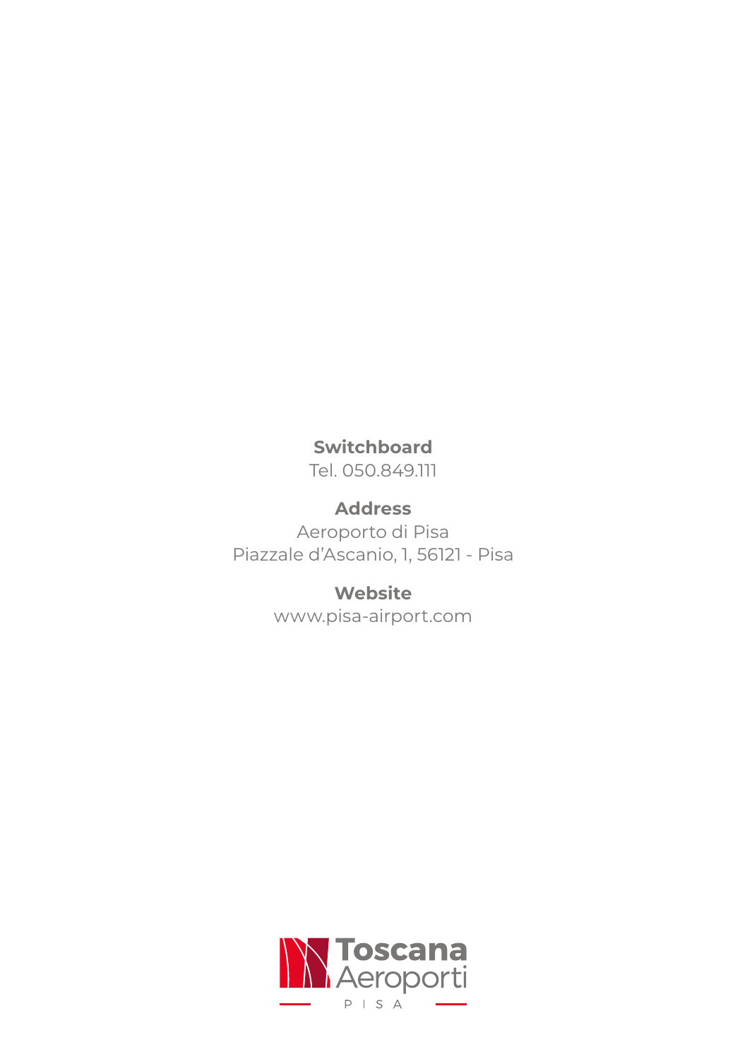**Switchboard**
Tel. 050.849.111

**Address**
Aeroporto di Pisa
Piazzale d'Ascanio, 1, 56121 - Pisa

**Website**
www.pisa-airport.com

Toscana Aeroporti
PISA